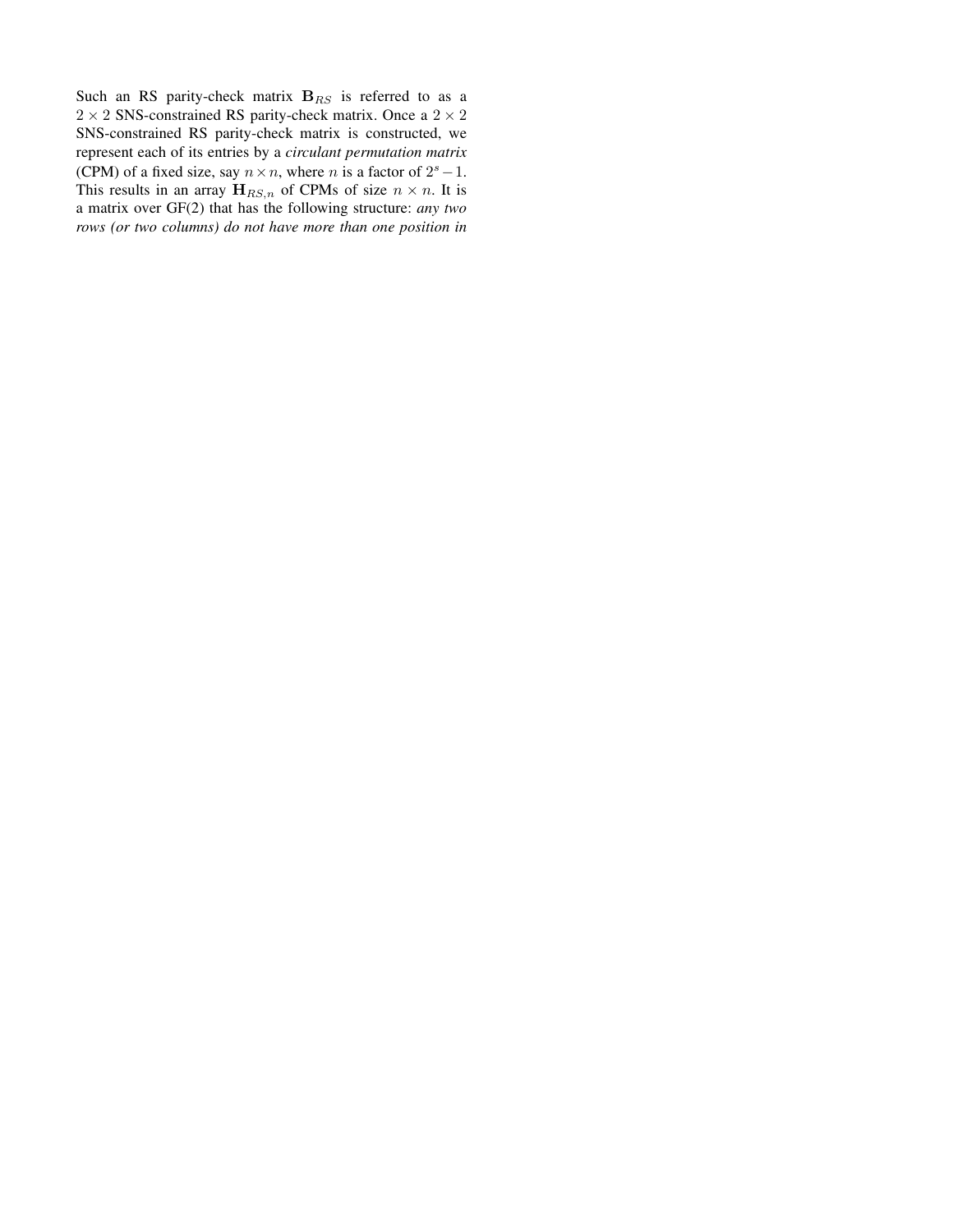Such an RS parity-check matrix $\mathbf{B}_{RS}$ is referred to as a $2 \times 2$ SNS-constrained RS parity-check matrix. Once a $2 \times 2$ SNS-constrained RS parity-check matrix is constructed, we represent each of its entries by a *circulant permutation matrix* (CPM) of a fixed size, say $n \times n$, where $n$ is a factor of $2^s - 1$. This results in an array $\mathbf{H}_{RS,n}$ of CPMs of size $n \times n$. It is a matrix over GF(2) that has the following structure: *any two rows (or two columns) do not have more than one position in*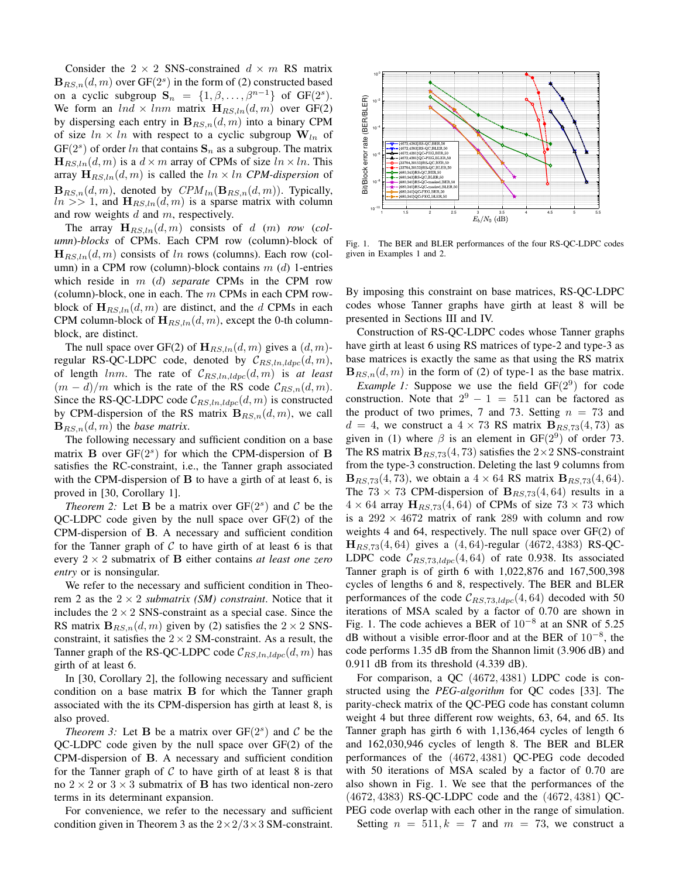Consider the $2 \times 2$ SNS-constrained $d \times m$ RS matrix $\mathbf{B}_{RS,n}(d,m)$ over GF($2^s$) in the form of (2) constructed based on a cyclic subgroup $\mathbf{S}_n = \{1, \beta, \ldots, \beta^{n-1}\}$ of GF($2^s$). We form an $lnd \times lnm$ matrix $\mathbf{H}_{RS,ln}(d,m)$ over GF(2) by dispersing each entry in $\mathbf{B}_{RS,n}(d,m)$ into a binary CPM of size $ln \times ln$ with respect to a cyclic subgroup $\mathbf{W}_{ln}$ of GF($2^s$) of order $ln$ that contains $\mathbf{S}_n$ as a subgroup. The matrix $\mathbf{H}_{RS,ln}(d,m)$ is a $d \times m$ array of CPMs of size $ln \times ln$. This array $\mathbf{H}_{RS,ln}(d,m)$ is called the $ln \times ln$ *CPM-dispersion* of $\mathbf{B}_{RS,n}(d,m)$, denoted by $CPM_{ln}(\mathbf{B}_{RS,n}(d,m))$. Typically, $ln >> 1$, and $\mathbf{H}_{RS,ln}(d,m)$ is a sparse matrix with column and row weights $d$ and $m$, respectively.

The array $\mathbf{H}_{RS,ln}(d,m)$ consists of $d$ ($m$) *row* (*column*)*-blocks* of CPMs. Each CPM row (column)-block of $\mathbf{H}_{RS,ln}(d,m)$ consists of $ln$ rows (columns). Each row (column) in a CPM row (column)-block contains $m$ ($d$) 1-entries which reside in $m$ ($d$) *separate* CPMs in the CPM row (column)-block, one in each. The $m$ CPMs in each CPM row-block of $\mathbf{H}_{RS,ln}(d,m)$ are distinct, and the $d$ CPMs in each CPM column-block of $\mathbf{H}_{RS,ln}(d,m)$, except the 0-th column-block, are distinct.

The null space over GF(2) of $\mathbf{H}_{RS,ln}(d,m)$ gives a $(d,m)$-regular RS-QC-LDPC code, denoted by $\mathcal{C}_{RS,ln,ldpc}(d,m)$, of length $lnm$. The rate of $\mathcal{C}_{RS,ln,ldpc}(d,m)$ is *at least* $(m-d)/m$ which is the rate of the RS code $\mathcal{C}_{RS,n}(d,m)$. Since the RS-QC-LDPC code $\mathcal{C}_{RS,ln,ldpc}(d,m)$ is constructed by CPM-dispersion of the RS matrix $\mathbf{B}_{RS,n}(d,m)$, we call $\mathbf{B}_{RS,n}(d,m)$ the *base matrix*.

The following necessary and sufficient condition on a base matrix $\mathbf{B}$ over GF($2^s$) for which the CPM-dispersion of $\mathbf{B}$ satisfies the RC-constraint, i.e., the Tanner graph associated with the CPM-dispersion of $\mathbf{B}$ to have a girth of at least 6, is proved in [30, Corollary 1].

*Theorem 2:* Let $\mathbf{B}$ be a matrix over GF($2^s$) and $\mathcal{C}$ be the QC-LDPC code given by the null space over GF(2) of the CPM-dispersion of $\mathbf{B}$. A necessary and sufficient condition for the Tanner graph of $\mathcal{C}$ to have girth of at least 6 is that every $2 \times 2$ submatrix of $\mathbf{B}$ either contains *at least one zero entry* or is nonsingular.

We refer to the necessary and sufficient condition in Theorem 2 as the $2 \times 2$ *submatrix (SM) constraint*. Notice that it includes the $2 \times 2$ SNS-constraint as a special case. Since the RS matrix $\mathbf{B}_{RS,n}(d,m)$ given by (2) satisfies the $2 \times 2$ SNS-constraint, it satisfies the $2 \times 2$ SM-constraint. As a result, the Tanner graph of the RS-QC-LDPC code $\mathcal{C}_{RS,ln,ldpc}(d,m)$ has girth of at least 6.

In [30, Corollary 2], the following necessary and sufficient condition on a base matrix $\mathbf{B}$ for which the Tanner graph associated with the its CPM-dispersion has girth at least 8, is also proved.

*Theorem 3:* Let $\mathbf{B}$ be a matrix over GF($2^s$) and $\mathcal{C}$ be the QC-LDPC code given by the null space over GF(2) of the CPM-dispersion of $\mathbf{B}$. A necessary and sufficient condition for the Tanner graph of $\mathcal{C}$ to have girth of at least 8 is that no $2 \times 2$ or $3 \times 3$ submatrix of $\mathbf{B}$ has two identical non-zero terms in its determinant expansion.

For convenience, we refer to the necessary and sufficient condition given in Theorem 3 as the $2\times2/3\times3$ SM-constraint.

Fig. 1. The BER and BLER performances of the four RS-QC-LDPC codes given in Examples 1 and 2.

By imposing this constraint on base matrices, RS-QC-LDPC codes whose Tanner graphs have girth at least 8 will be presented in Sections III and IV.

Construction of RS-QC-LDPC codes whose Tanner graphs have girth at least 6 using RS matrices of type-2 and type-3 as base matrices is exactly the same as that using the RS matrix $\mathbf{B}_{RS,n}(d,m)$ in the form of (2) of type-1 as the base matrix.

*Example 1:* Suppose we use the field GF($2^9$) for code construction. Note that $2^9 - 1 = 511$ can be factored as the product of two primes, 7 and 73. Setting $n = 73$ and $d = 4$, we construct a $4 \times 73$ RS matrix $\mathbf{B}_{RS,73}(4,73)$ as given in (1) where $\beta$ is an element in GF($2^9$) of order 73. The RS matrix $\mathbf{B}_{RS,73}(4,73)$ satisfies the $2\times2$ SNS-constraint from the type-3 construction. Deleting the last 9 columns from $\mathbf{B}_{RS,73}(4,73)$, we obtain a $4 \times 64$ RS matrix $\mathbf{B}_{RS,73}(4,64)$. The $73 \times 73$ CPM-dispersion of $\mathbf{B}_{RS,73}(4,64)$ results in a $4 \times 64$ array $\mathbf{H}_{RS,73}(4,64)$ of CPMs of size $73 \times 73$ which is a $292 \times 4672$ matrix of rank 289 with column and row weights 4 and 64, respectively. The null space over GF(2) of $\mathbf{H}_{RS,73}(4,64)$ gives a $(4,64)$-regular $(4672,4383)$ RS-QC-LDPC code $\mathcal{C}_{RS,73,ldpc}(4,64)$ of rate 0.938. Its associated Tanner graph is of girth 6 with 1,022,876 and 167,500,398 cycles of lengths 6 and 8, respectively. The BER and BLER performances of the code $\mathcal{C}_{RS,73,ldpc}(4,64)$ decoded with 50 iterations of MSA scaled by a factor of 0.70 are shown in Fig. 1. The code achieves a BER of $10^{-8}$ at an SNR of 5.25 dB without a visible error-floor and at the BER of $10^{-8}$, the code performs 1.35 dB from the Shannon limit (3.906 dB) and 0.911 dB from its threshold (4.339 dB).

For comparison, a QC $(4672,4381)$ LDPC code is constructed using the *PEG-algorithm* for QC codes [33]. The parity-check matrix of the QC-PEG code has constant column weight 4 but three different row weights, 63, 64, and 65. Its Tanner graph has girth 6 with 1,136,464 cycles of length 6 and 162,030,946 cycles of length 8. The BER and BLER performances of the $(4672,4381)$ QC-PEG code decoded with 50 iterations of MSA scaled by a factor of 0.70 are also shown in Fig. 1. We see that the performances of the $(4672,4383)$ RS-QC-LDPC code and the $(4672,4381)$ QC-PEG code overlap with each other in the range of simulation.

Setting $n = 511, k = 7$ and $m = 73$, we construct a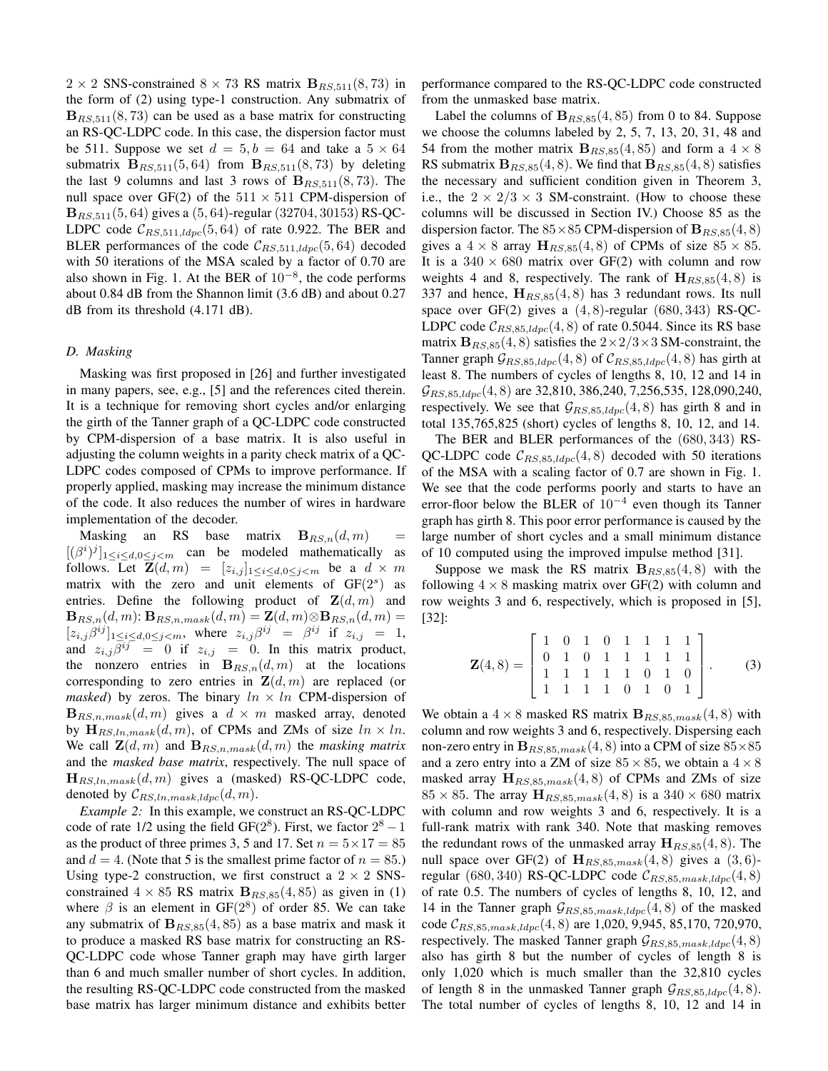$2 \times 2$ SNS-constrained $8 \times 73$ RS matrix $\mathbf{B}_{RS,511}(8,73)$ in the form of (2) using type-1 construction. Any submatrix of $\mathbf{B}_{RS,511}(8,73)$ can be used as a base matrix for constructing an RS-QC-LDPC code. In this case, the dispersion factor must be 511. Suppose we set $d = 5, b = 64$ and take a $5 \times 64$ submatrix $\mathbf{B}_{RS,511}(5,64)$ from $\mathbf{B}_{RS,511}(8,73)$ by deleting the last 9 columns and last 3 rows of $\mathbf{B}_{RS,511}(8,73)$. The null space over GF(2) of the $511 \times 511$ CPM-dispersion of $\mathbf{B}_{RS,511}(5,64)$ gives a $(5,64)$-regular $(32704, 30153)$ RS-QC-LDPC code $\mathcal{C}_{RS,511,ldpc}(5,64)$ of rate 0.922. The BER and BLER performances of the code $\mathcal{C}_{RS,511,ldpc}(5,64)$ decoded with 50 iterations of the MSA scaled by a factor of 0.70 are also shown in Fig. 1. At the BER of $10^{-8}$, the code performs about 0.84 dB from the Shannon limit (3.6 dB) and about 0.27 dB from its threshold (4.171 dB).

### D. Masking

Masking was first proposed in [26] and further investigated in many papers, see, e.g., [5] and the references cited therein. It is a technique for removing short cycles and/or enlarging the girth of the Tanner graph of a QC-LDPC code constructed by CPM-dispersion of a base matrix. It is also useful in adjusting the column weights in a parity check matrix of a QC-LDPC codes composed of CPMs to improve performance. If properly applied, masking may increase the minimum distance of the code. It also reduces the number of wires in hardware implementation of the decoder.

Masking an RS base matrix $\mathbf{B}_{RS,n}(d,m) = [(\beta^i)^j]_{1 \leq i \leq d, 0 \leq j < m}$ can be modeled mathematically as follows. Let $\mathbf{Z}(d,m) = [z_{i,j}]_{1 \leq i \leq d, 0 \leq j < m}$ be a $d \times m$ matrix with the zero and unit elements of GF($2^s$) as entries. Define the following product of $\mathbf{Z}(d,m)$ and $\mathbf{B}_{RS,n}(d,m)$: $\mathbf{B}_{RS,n,mask}(d,m) = \mathbf{Z}(d,m) \otimes \mathbf{B}_{RS,n}(d,m) = [z_{i,j}\beta^{ij}]_{1 \leq i \leq d, 0 \leq j < m}$, where $z_{i,j}\beta^{ij} = \beta^{ij}$ if $z_{i,j} = 1$, and $z_{i,j}\beta^{ij} = 0$ if $z_{i,j} = 0$. In this matrix product, the nonzero entries in $\mathbf{B}_{RS,n}(d,m)$ at the locations corresponding to zero entries in $\mathbf{Z}(d,m)$ are replaced (or *masked*) by zeros. The binary $ln \times ln$ CPM-dispersion of $\mathbf{B}_{RS,n,mask}(d,m)$ gives a $d \times m$ masked array, denoted by $\mathbf{H}_{RS,ln,mask}(d,m)$, of CPMs and ZMs of size $ln \times ln$. We call $\mathbf{Z}(d,m)$ and $\mathbf{B}_{RS,n,mask}(d,m)$ the *masking matrix* and the *masked base matrix*, respectively. The null space of $\mathbf{H}_{RS,ln,mask}(d,m)$ gives a (masked) RS-QC-LDPC code, denoted by $\mathcal{C}_{RS,ln,mask,ldpc}(d,m)$.

*Example 2:* In this example, we construct an RS-QC-LDPC code of rate 1/2 using the field GF($2^8$). First, we factor $2^8 - 1$ as the product of three primes 3, 5 and 17. Set $n = 5 \times 17 = 85$ and $d = 4$. (Note that 5 is the smallest prime factor of $n = 85$.) Using type-2 construction, we first construct a $2 \times 2$ SNS-constrained $4 \times 85$ RS matrix $\mathbf{B}_{RS,85}(4,85)$ as given in (1) where $\beta$ is an element in GF($2^8$) of order 85. We can take any submatrix of $\mathbf{B}_{RS,85}(4,85)$ as a base matrix and mask it to produce a masked RS base matrix for constructing an RS-QC-LDPC code whose Tanner graph may have girth larger than 6 and much smaller number of short cycles. In addition, the resulting RS-QC-LDPC code constructed from the masked base matrix has larger minimum distance and exhibits better performance compared to the RS-QC-LDPC code constructed from the unmasked base matrix.

Label the columns of $\mathbf{B}_{RS,85}(4,85)$ from 0 to 84. Suppose we choose the columns labeled by 2, 5, 7, 13, 20, 31, 48 and 54 from the mother matrix $\mathbf{B}_{RS,85}(4,85)$ and form a $4 \times 8$ RS submatrix $\mathbf{B}_{RS,85}(4,8)$. We find that $\mathbf{B}_{RS,85}(4,8)$ satisfies the necessary and sufficient condition given in Theorem 3, i.e., the $2 \times 2/3 \times 3$ SM-constraint. (How to choose these columns will be discussed in Section IV.) Choose 85 as the dispersion factor. The $85 \times 85$ CPM-dispersion of $\mathbf{B}_{RS,85}(4,8)$ gives a $4 \times 8$ array $\mathbf{H}_{RS,85}(4,8)$ of CPMs of size $85 \times 85$. It is a $340 \times 680$ matrix over GF(2) with column and row weights 4 and 8, respectively. The rank of $\mathbf{H}_{RS,85}(4,8)$ is 337 and hence, $\mathbf{H}_{RS,85}(4,8)$ has 3 redundant rows. Its null space over GF(2) gives a $(4,8)$-regular $(680, 343)$ RS-QC-LDPC code $\mathcal{C}_{RS,85,ldpc}(4,8)$ of rate 0.5044. Since its RS base matrix $\mathbf{B}_{RS,85}(4,8)$ satisfies the $2 \times 2/3 \times 3$ SM-constraint, the Tanner graph $\mathcal{G}_{RS,85,ldpc}(4,8)$ of $\mathcal{C}_{RS,85,ldpc}(4,8)$ has girth at least 8. The numbers of cycles of lengths 8, 10, 12 and 14 in $\mathcal{G}_{RS,85,ldpc}(4,8)$ are 32,810, 386,240, 7,256,535, 128,090,240, respectively. We see that $\mathcal{G}_{RS,85,ldpc}(4,8)$ has girth 8 and in total 135,765,825 (short) cycles of lengths 8, 10, 12, and 14.

The BER and BLER performances of the $(680, 343)$ RS-QC-LDPC code $\mathcal{C}_{RS,85,ldpc}(4,8)$ decoded with 50 iterations of the MSA with a scaling factor of 0.7 are shown in Fig. 1. We see that the code performs poorly and starts to have an error-floor below the BLER of $10^{-4}$ even though its Tanner graph has girth 8. This poor error performance is caused by the large number of short cycles and a small minimum distance of 10 computed using the improved impulse method [31].

Suppose we mask the RS matrix $\mathbf{B}_{RS,85}(4,8)$ with the following $4 \times 8$ masking matrix over GF(2) with column and row weights 3 and 6, respectively, which is proposed in [5], [32]:

$$\mathbf{Z}(4,8) = \begin{bmatrix} 1 & 0 & 1 & 0 & 1 & 1 & 1 & 1 \\ 0 & 1 & 0 & 1 & 1 & 1 & 1 & 1 \\ 1 & 1 & 1 & 1 & 1 & 0 & 1 & 0 \\ 1 & 1 & 1 & 1 & 0 & 1 & 0 & 1 \end{bmatrix}. \tag{3}$$

We obtain a $4 \times 8$ masked RS matrix $\mathbf{B}_{RS,85,mask}(4,8)$ with column and row weights 3 and 6, respectively. Dispersing each non-zero entry in $\mathbf{B}_{RS,85,mask}(4,8)$ into a CPM of size $85 \times 85$ and a zero entry into a ZM of size $85 \times 85$, we obtain a $4 \times 8$ masked array $\mathbf{H}_{RS,85,mask}(4,8)$ of CPMs and ZMs of size $85 \times 85$. The array $\mathbf{H}_{RS,85,mask}(4,8)$ is a $340 \times 680$ matrix with column and row weights 3 and 6, respectively. It is a full-rank matrix with rank 340. Note that masking removes the redundant rows of the unmasked array $\mathbf{H}_{RS,85}(4,8)$. The null space over GF(2) of $\mathbf{H}_{RS,85,mask}(4,8)$ gives a $(3,6)$-regular $(680, 340)$ RS-QC-LDPC code $\mathcal{C}_{RS,85,mask,ldpc}(4,8)$ of rate 0.5. The numbers of cycles of lengths 8, 10, 12, and 14 in the Tanner graph $\mathcal{G}_{RS,85,mask,ldpc}(4,8)$ of the masked code $\mathcal{C}_{RS,85,mask,ldpc}(4,8)$ are 1,020, 9,945, 85,170, 720,970, respectively. The masked Tanner graph $\mathcal{G}_{RS,85,mask,ldpc}(4,8)$ also has girth 8 but the number of cycles of length 8 is only 1,020 which is much smaller than the 32,810 cycles of length 8 in the unmasked Tanner graph $\mathcal{G}_{RS,85,ldpc}(4,8)$. The total number of cycles of lengths 8, 10, 12 and 14 in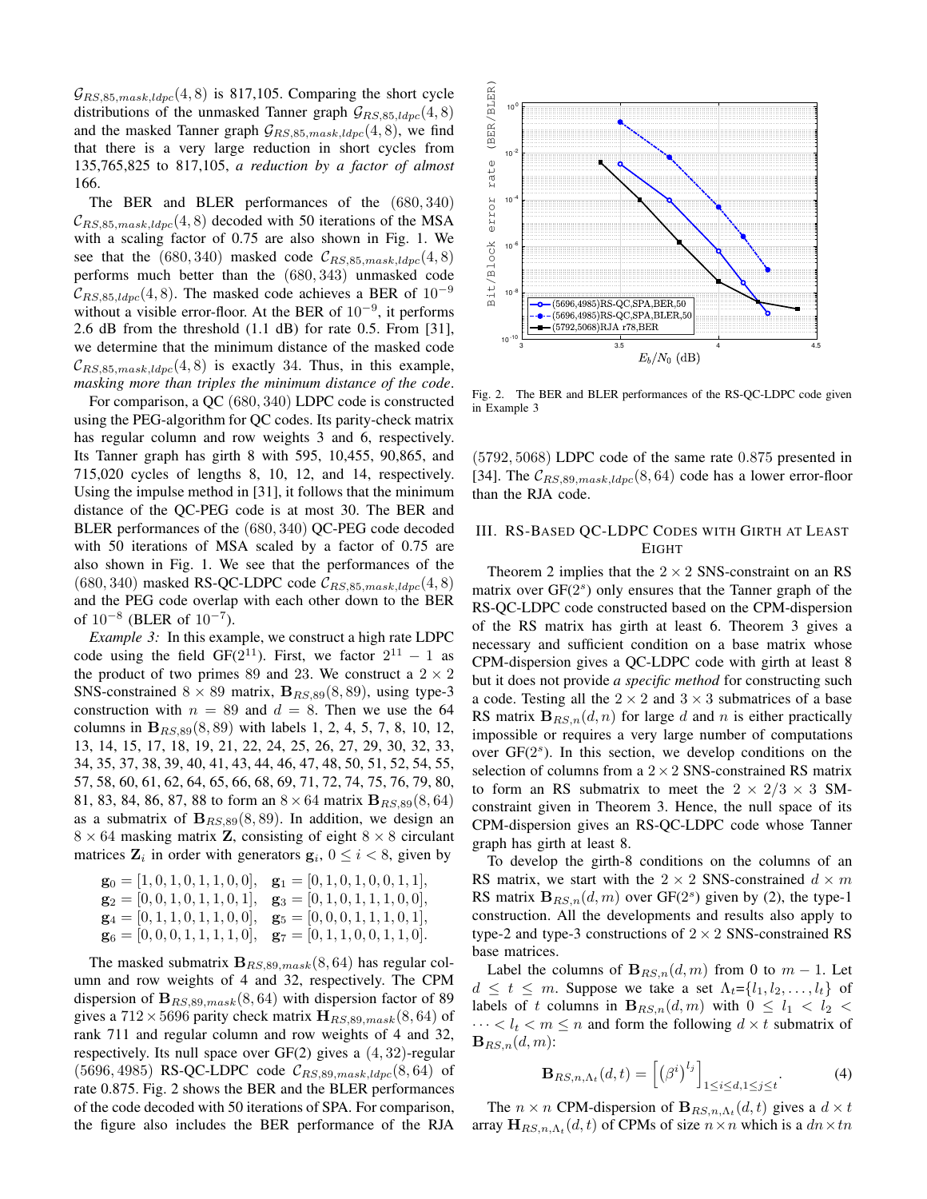$\mathcal{G}_{RS,85,mask,ldpc}(4,8)$ is 817,105. Comparing the short cycle distributions of the unmasked Tanner graph $\mathcal{G}_{RS,85,ldpc}(4,8)$ and the masked Tanner graph $\mathcal{G}_{RS,85,mask,ldpc}(4,8)$, we find that there is a very large reduction in short cycles from 135,765,825 to 817,105, *a reduction by a factor of almost* 166.

The BER and BLER performances of the $(680,340)$ $\mathcal{C}_{RS,85,mask,ldpc}(4,8)$ decoded with 50 iterations of the MSA with a scaling factor of 0.75 are also shown in Fig. 1. We see that the $(680,340)$ masked code $\mathcal{C}_{RS,85,mask,ldpc}(4,8)$ performs much better than the $(680,343)$ unmasked code $\mathcal{C}_{RS,85,ldpc}(4,8)$. The masked code achieves a BER of $10^{-9}$ without a visible error-floor. At the BER of $10^{-9}$, it performs 2.6 dB from the threshold (1.1 dB) for rate 0.5. From [31], we determine that the minimum distance of the masked code $\mathcal{C}_{RS,85,mask,ldpc}(4,8)$ is exactly 34. Thus, in this example, *masking more than triples the minimum distance of the code*.

For comparison, a QC $(680,340)$ LDPC code is constructed using the PEG-algorithm for QC codes. Its parity-check matrix has regular column and row weights 3 and 6, respectively. Its Tanner graph has girth 8 with 595, 10,455, 90,865, and 715,020 cycles of lengths 8, 10, 12, and 14, respectively. Using the impulse method in [31], it follows that the minimum distance of the QC-PEG code is at most 30. The BER and BLER performances of the $(680,340)$ QC-PEG code decoded with 50 iterations of MSA scaled by a factor of 0.75 are also shown in Fig. 1. We see that the performances of the $(680,340)$ masked RS-QC-LDPC code $\mathcal{C}_{RS,85,mask,ldpc}(4,8)$ and the PEG code overlap with each other down to the BER of $10^{-8}$ (BLER of $10^{-7}$).

*Example 3:* In this example, we construct a high rate LDPC code using the field GF($2^{11}$). First, we factor $2^{11}-1$ as the product of two primes 89 and 23. We construct a $2\times 2$ SNS-constrained $8\times 89$ matrix, $\mathbf{B}_{RS,89}(8,89)$, using type-3 construction with $n=89$ and $d=8$. Then we use the 64 columns in $\mathbf{B}_{RS,89}(8,89)$ with labels 1, 2, 4, 5, 7, 8, 10, 12, 13, 14, 15, 17, 18, 19, 21, 22, 24, 25, 26, 27, 29, 30, 32, 33, 34, 35, 37, 38, 39, 40, 41, 43, 44, 46, 47, 48, 50, 51, 52, 54, 55, 57, 58, 60, 61, 62, 64, 65, 66, 68, 69, 71, 72, 74, 75, 76, 79, 80, 81, 83, 84, 86, 87, 88 to form an $8\times 64$ matrix $\mathbf{B}_{RS,89}(8,64)$ as a submatrix of $\mathbf{B}_{RS,89}(8,89)$. In addition, we design an $8\times 64$ masking matrix $\mathbf{Z}$, consisting of eight $8\times 8$ circulant matrices $\mathbf{Z}_i$ in order with generators $\mathbf{g}_i$, $0\le i<8$, given by

$$\begin{aligned}
&\mathbf{g}_0=[1,0,1,0,1,1,0,0], \quad \mathbf{g}_1=[0,1,0,1,0,0,1,1],\\
&\mathbf{g}_2=[0,0,1,0,1,1,0,1], \quad \mathbf{g}_3=[0,1,0,1,1,1,0,0],\\
&\mathbf{g}_4=[0,1,1,0,1,1,0,0], \quad \mathbf{g}_5=[0,0,0,1,1,1,0,1],\\
&\mathbf{g}_6=[0,0,0,1,1,1,1,0], \quad \mathbf{g}_7=[0,1,1,0,0,1,1,0].
\end{aligned}$$

The masked submatrix $\mathbf{B}_{RS,89,mask}(8,64)$ has regular column and row weights of 4 and 32, respectively. The CPM dispersion of $\mathbf{B}_{RS,89,mask}(8,64)$ with dispersion factor of 89 gives a $712\times 5696$ parity check matrix $\mathbf{H}_{RS,89,mask}(8,64)$ of rank 711 and regular column and row weights of 4 and 32, respectively. Its null space over GF(2) gives a $(4,32)$-regular $(5696,4985)$ RS-QC-LDPC code $\mathcal{C}_{RS,89,mask,ldpc}(8,64)$ of rate 0.875. Fig. 2 shows the BER and the BLER performances of the code decoded with 50 iterations of SPA. For comparison, the figure also includes the BER performance of the RJA $(5792,5068)$ LDPC code of the same rate $0.875$ presented in [34]. The $\mathcal{C}_{RS,89,mask,ldpc}(8,64)$ code has a lower error-floor than the RJA code.

Fig. 2. The BER and BLER performances of the RS-QC-LDPC code given in Example 3

## III. RS-Based QC-LDPC Codes with Girth at Least Eight

Theorem 2 implies that the $2\times 2$ SNS-constraint on an RS matrix over GF($2^s$) only ensures that the Tanner graph of the RS-QC-LDPC code constructed based on the CPM-dispersion of the RS matrix has girth at least 6. Theorem 3 gives a necessary and sufficient condition on a base matrix whose CPM-dispersion gives a QC-LDPC code with girth at least 8 but it does not provide *a specific method* for constructing such a code. Testing all the $2\times 2$ and $3\times 3$ submatrices of a base RS matrix $\mathbf{B}_{RS,n}(d,n)$ for large $d$ and $n$ is either practically impossible or requires a very large number of computations over GF($2^s$). In this section, we develop conditions on the selection of columns from a $2\times 2$ SNS-constrained RS matrix to form an RS submatrix to meet the $2\times 2/3\times 3$ SM-constraint given in Theorem 3. Hence, the null space of its CPM-dispersion gives an RS-QC-LDPC code whose Tanner graph has girth at least 8.

To develop the girth-8 conditions on the columns of an RS matrix, we start with the $2\times 2$ SNS-constrained $d\times m$ RS matrix $\mathbf{B}_{RS,n}(d,m)$ over GF($2^s$) given by (2), the type-1 construction. All the developments and results also apply to type-2 and type-3 constructions of $2\times 2$ SNS-constrained RS base matrices.

Label the columns of $\mathbf{B}_{RS,n}(d,m)$ from 0 to $m-1$. Let $d\le t\le m$. Suppose we take a set $\Lambda_t$=$\{l_1,l_2,\ldots,l_t\}$ of labels of $t$ columns in $\mathbf{B}_{RS,n}(d,m)$ with $0\le l_1<l_2<\cdots<l_t<m\le n$ and form the following $d\times t$ submatrix of $\mathbf{B}_{RS,n}(d,m)$:

$$\mathbf{B}_{RS,n,\Lambda_t}(d,t)=\left[\left(\beta^i\right)^{l_j}\right]_{1\le i\le d,1\le j\le t}. \tag{4}$$

The $n\times n$ CPM-dispersion of $\mathbf{B}_{RS,n,\Lambda_t}(d,t)$ gives a $d\times t$ array $\mathbf{H}_{RS,n,\Lambda_t}(d,t)$ of CPMs of size $n\times n$ which is a $dn\times tn$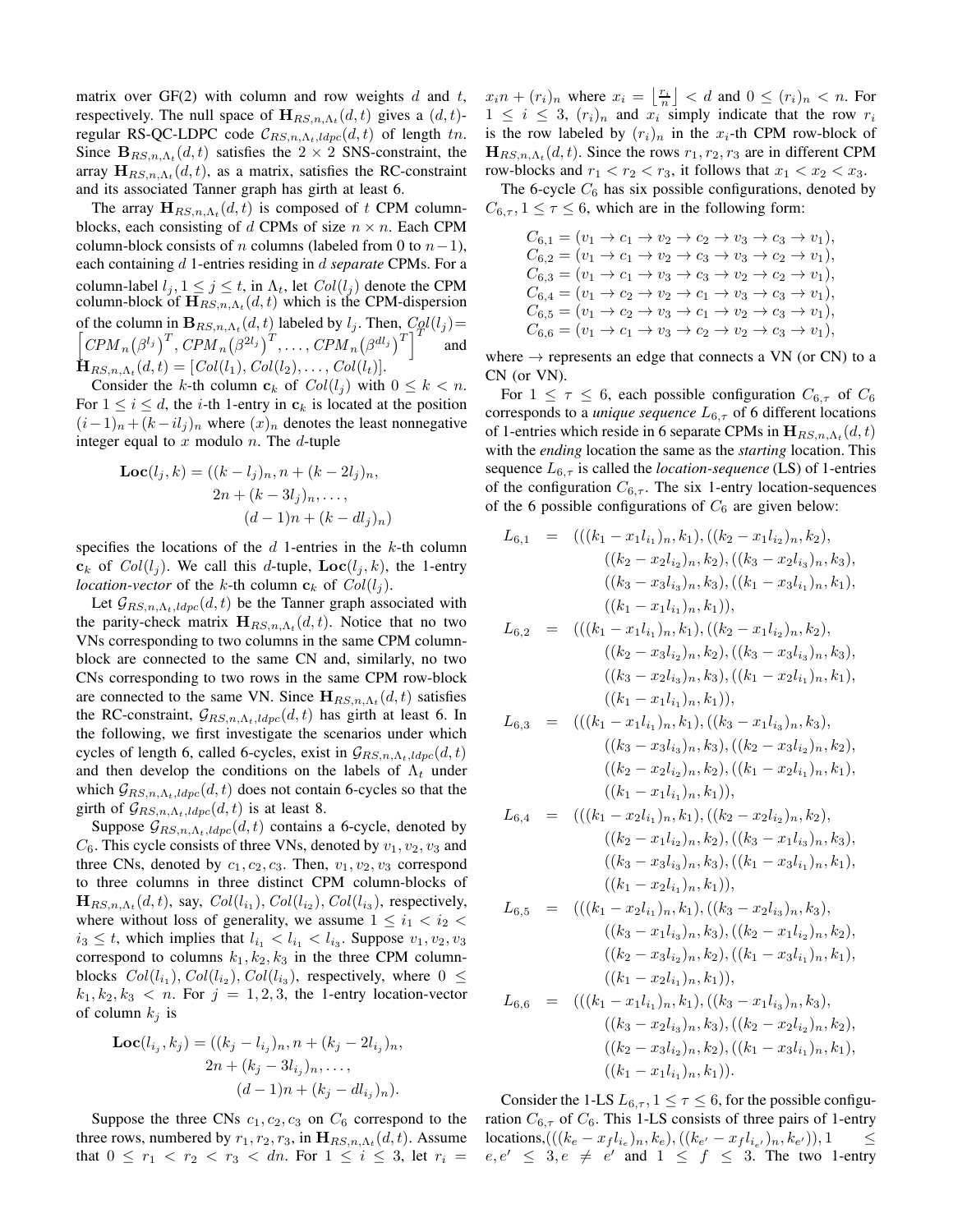matrix over GF(2) with column and row weights $d$ and $t$, respectively. The null space of $\mathbf{H}_{RS,n,\Lambda_t}(d,t)$ gives a $(d,t)$-regular RS-QC-LDPC code $\mathcal{C}_{RS,n,\Lambda_t,ldpc}(d,t)$ of length $tn$. Since $\mathbf{B}_{RS,n,\Lambda_t}(d,t)$ satisfies the $2\times 2$ SNS-constraint, the array $\mathbf{H}_{RS,n,\Lambda_t}(d,t)$, as a matrix, satisfies the RC-constraint and its associated Tanner graph has girth at least 6.

The array $\mathbf{H}_{RS,n,\Lambda_t}(d,t)$ is composed of $t$ CPM column-blocks, each consisting of $d$ CPMs of size $n\times n$. Each CPM column-block consists of $n$ columns (labeled from 0 to $n-1$), each containing $d$ 1-entries residing in $d$ *separate* CPMs. For a column-label $l_j, 1\le j\le t$, in $\Lambda_t$, let $Col(l_j)$ denote the CPM column-block of $\mathbf{H}_{RS,n,\Lambda_t}(d,t)$ which is the CPM-dispersion of the column in $\mathbf{B}_{RS,n,\Lambda_t}(d,t)$ labeled by $l_j$. Then, $Col(l_j)=\left[CPM_n\left(\beta^{l_j}\right)^T, CPM_n\left(\beta^{2l_j}\right)^T,\ldots,CPM_n\left(\beta^{dl_j}\right)^T\right]^T$ and $\mathbf{H}_{RS,n,\Lambda_t}(d,t)=[Col(l_1),Col(l_2),\ldots,Col(l_t)]$.

Consider the $k$-th column $\mathbf{c}_k$ of $Col(l_j)$ with $0\le k<n$. For $1\le i\le d$, the $i$-th 1-entry in $\mathbf{c}_k$ is located at the position $(i-1)_n+(k-il_j)_n$ where $(x)_n$ denotes the least nonnegative integer equal to $x$ modulo $n$. The $d$-tuple

$$\begin{aligned}\mathbf{Loc}(l_j,k) = ((k-l_j)_n, n+(k-2l_j)_n,\\ 2n+(k-3l_j)_n,\ldots,\\ (d-1)n+(k-dl_j)_n)\end{aligned}$$

specifies the locations of the $d$ 1-entries in the $k$-th column $\mathbf{c}_k$ of $Col(l_j)$. We call this $d$-tuple, $\mathbf{Loc}(l_j,k)$, the 1-entry *location-vector* of the $k$-th column $\mathbf{c}_k$ of $Col(l_j)$.

Let $\mathcal{G}_{RS,n,\Lambda_t,ldpc}(d,t)$ be the Tanner graph associated with the parity-check matrix $\mathbf{H}_{RS,n,\Lambda_t}(d,t)$. Notice that no two VNs corresponding to two columns in the same CPM column-block are connected to the same CN and, similarly, no two CNs corresponding to two rows in the same CPM row-block are connected to the same VN. Since $\mathbf{H}_{RS,n,\Lambda_t}(d,t)$ satisfies the RC-constraint, $\mathcal{G}_{RS,n,\Lambda_t,ldpc}(d,t)$ has girth at least 6. In the following, we first investigate the scenarios under which cycles of length 6, called 6-cycles, exist in $\mathcal{G}_{RS,n,\Lambda_t,ldpc}(d,t)$ and then develop the conditions on the labels of $\Lambda_t$ under which $\mathcal{G}_{RS,n,\Lambda_t,ldpc}(d,t)$ does not contain 6-cycles so that the girth of $\mathcal{G}_{RS,n,\Lambda_t,ldpc}(d,t)$ is at least 8.

Suppose $\mathcal{G}_{RS,n,\Lambda_t,ldpc}(d,t)$ contains a 6-cycle, denoted by $C_6$. This cycle consists of three VNs, denoted by $v_1,v_2,v_3$ and three CNs, denoted by $c_1,c_2,c_3$. Then, $v_1,v_2,v_3$ correspond to three columns in three distinct CPM column-blocks of $\mathbf{H}_{RS,n,\Lambda_t}(d,t)$, say, $Col(l_{i_1}),Col(l_{i_2}),Col(l_{i_3})$, respectively, where without loss of generality, we assume $1\le i_1<i_2<i_3\le t$, which implies that $l_{i_1}<l_{i_1}<l_{i_3}$. Suppose $v_1,v_2,v_3$ correspond to columns $k_1,k_2,k_3$ in the three CPM column-blocks $Col(l_{i_1}),Col(l_{i_2}),Col(l_{i_3})$, respectively, where $0\le k_1,k_2,k_3<n$. For $j=1,2,3$, the 1-entry location-vector of column $k_j$ is

$$\begin{aligned}\mathbf{Loc}(l_{i_j},k_j) = ((k_j-l_{i_j})_n, n+(k_j-2l_{i_j})_n,\\ 2n+(k_j-3l_{i_j})_n,\ldots,\\ (d-1)n+(k_j-dl_{i_j})_n).\end{aligned}$$

Suppose the three CNs $c_1,c_2,c_3$ on $C_6$ correspond to the three rows, numbered by $r_1,r_2,r_3$, in $\mathbf{H}_{RS,n,\Lambda_t}(d,t)$. Assume that $0\le r_1<r_2<r_3<dn$. For $1\le i\le 3$, let $r_i=x_in+(r_i)_n$ where $x_i=\left\lfloor\frac{r_i}{n}\right\rfloor<d$ and $0\le(r_i)_n<n$. For $1\le i\le 3$, $(r_i)_n$ and $x_i$ simply indicate that the row $r_i$ is the row labeled by $(r_i)_n$ in the $x_i$-th CPM row-block of $\mathbf{H}_{RS,n,\Lambda_t}(d,t)$. Since the rows $r_1,r_2,r_3$ are in different CPM row-blocks and $r_1<r_2<r_3$, it follows that $x_1<x_2<x_3$.

The 6-cycle $C_6$ has six possible configurations, denoted by $C_{6,\tau}, 1\le\tau\le 6$, which are in the following form:

$$\begin{aligned}
C_{6,1}&=(v_1\to c_1\to v_2\to c_2\to v_3\to c_3\to v_1),\\
C_{6,2}&=(v_1\to c_1\to v_2\to c_3\to v_3\to c_2\to v_1),\\
C_{6,3}&=(v_1\to c_1\to v_3\to c_3\to v_2\to c_2\to v_1),\\
C_{6,4}&=(v_1\to c_2\to v_2\to c_1\to v_3\to c_3\to v_1),\\
C_{6,5}&=(v_1\to c_2\to v_3\to c_1\to v_2\to c_3\to v_1),\\
C_{6,6}&=(v_1\to c_1\to v_3\to c_2\to v_2\to c_3\to v_1),
\end{aligned}$$

where $\to$ represents an edge that connects a VN (or CN) to a CN (or VN).

For $1\le\tau\le 6$, each possible configuration $C_{6,\tau}$ of $C_6$ corresponds to a *unique sequence* $L_{6,\tau}$ of 6 different locations of 1-entries which reside in 6 separate CPMs in $\mathbf{H}_{RS,n,\Lambda_t}(d,t)$ with the *ending* location the same as the *starting* location. This sequence $L_{6,\tau}$ is called the *location-sequence* (LS) of 1-entries of the configuration $C_{6,\tau}$. The six 1-entry location-sequences of the 6 possible configurations of $C_6$ are given below:

$$\begin{aligned}
L_{6,1} &= (((k_1-x_1l_{i_1})_n,k_1),((k_2-x_1l_{i_2})_n,k_2),\\
&\quad ((k_2-x_2l_{i_2})_n,k_2),((k_3-x_2l_{i_3})_n,k_3),\\
&\quad ((k_3-x_3l_{i_3})_n,k_3),((k_1-x_3l_{i_1})_n,k_1),\\
&\quad ((k_1-x_1l_{i_1})_n,k_1)),\\
L_{6,2} &= (((k_1-x_1l_{i_1})_n,k_1),((k_2-x_1l_{i_2})_n,k_2),\\
&\quad ((k_2-x_3l_{i_2})_n,k_2),((k_3-x_3l_{i_3})_n,k_3),\\
&\quad ((k_3-x_2l_{i_3})_n,k_3),((k_1-x_2l_{i_1})_n,k_1),\\
&\quad ((k_1-x_1l_{i_1})_n,k_1)),\\
L_{6,3} &= (((k_1-x_1l_{i_1})_n,k_1),((k_3-x_1l_{i_3})_n,k_3),\\
&\quad ((k_3-x_3l_{i_3})_n,k_3),((k_2-x_3l_{i_2})_n,k_2),\\
&\quad ((k_2-x_2l_{i_2})_n,k_2),((k_1-x_2l_{i_1})_n,k_1),\\
&\quad ((k_1-x_1l_{i_1})_n,k_1)),\\
L_{6,4} &= (((k_1-x_2l_{i_1})_n,k_1),((k_2-x_2l_{i_2})_n,k_2),\\
&\quad ((k_2-x_1l_{i_2})_n,k_2),((k_3-x_1l_{i_3})_n,k_3),\\
&\quad ((k_3-x_3l_{i_3})_n,k_3),((k_1-x_3l_{i_1})_n,k_1),\\
&\quad ((k_1-x_2l_{i_1})_n,k_1)),\\
L_{6,5} &= (((k_1-x_2l_{i_1})_n,k_1),((k_3-x_2l_{i_3})_n,k_3),\\
&\quad ((k_3-x_1l_{i_3})_n,k_3),((k_2-x_1l_{i_2})_n,k_2),\\
&\quad ((k_2-x_3l_{i_2})_n,k_2),((k_1-x_3l_{i_1})_n,k_1),\\
&\quad ((k_1-x_2l_{i_1})_n,k_1)),\\
L_{6,6} &= (((k_1-x_1l_{i_1})_n,k_1),((k_3-x_1l_{i_3})_n,k_3),\\
&\quad ((k_3-x_2l_{i_3})_n,k_3),((k_2-x_2l_{i_2})_n,k_2),\\
&\quad ((k_2-x_3l_{i_2})_n,k_2),((k_1-x_3l_{i_1})_n,k_1),\\
&\quad ((k_1-x_1l_{i_1})_n,k_1)).
\end{aligned}$$

Consider the 1-LS $L_{6,\tau}, 1\le\tau\le 6$, for the possible configuration $C_{6,\tau}$ of $C_6$. This 1-LS consists of three pairs of 1-entry locations,$(((k_e-x_fl_{i_e})_n,k_e),((k_{e'}-x_fl_{i_{e'}})_n,k_{e'})), 1\le e,e'\le 3, e\ne e'$ and $1\le f\le 3$. The two 1-entry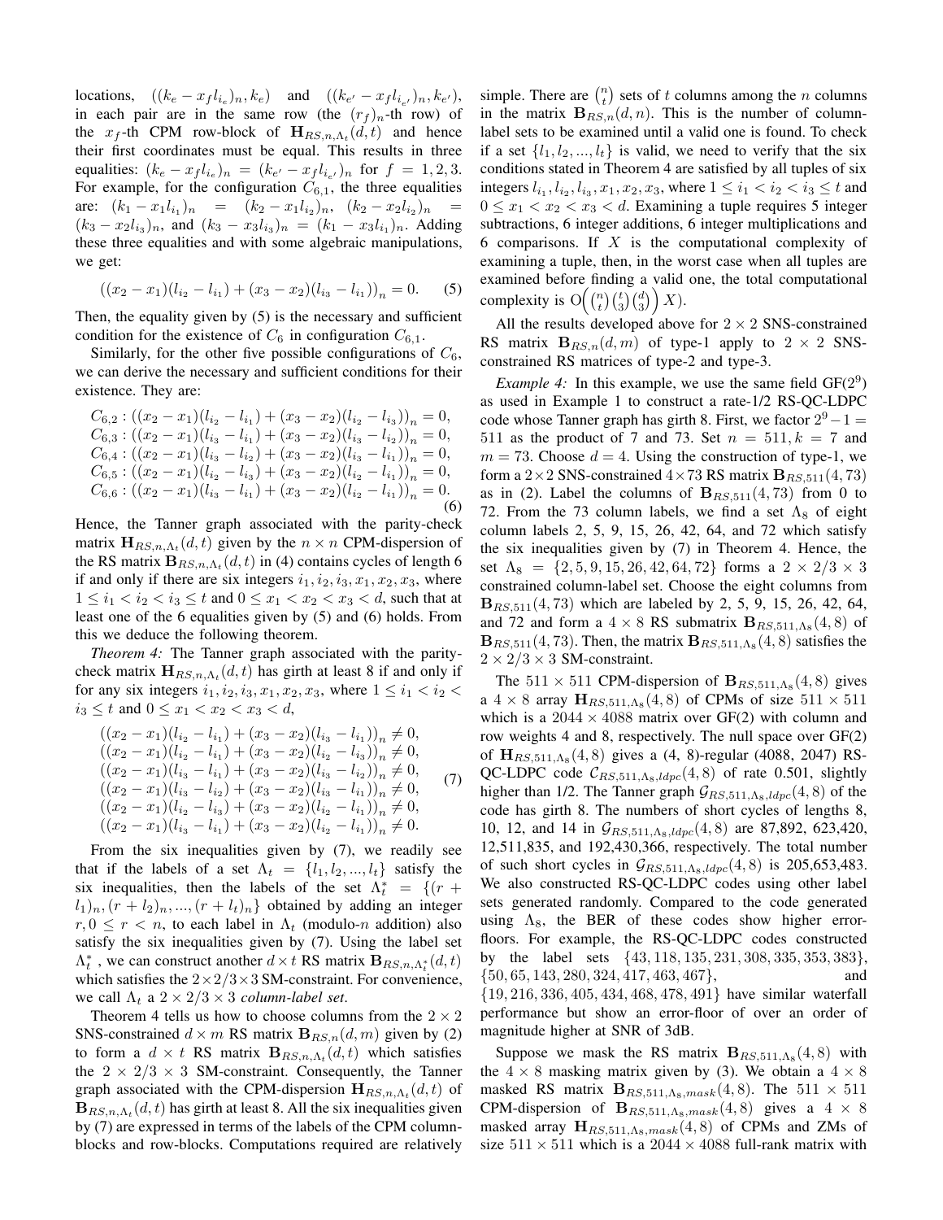locations, $((k_e - x_f l_{i_e})_n, k_e)$ and $((k_{e'} - x_f l_{i_{e'}})_n, k_{e'})$, in each pair are in the same row (the $(r_f)_n$-th row) of the $x_f$-th CPM row-block of $\mathbf{H}_{RS,n,\Lambda_t}(d,t)$ and hence their first coordinates must be equal. This results in three equalities: $(k_e - x_f l_{i_e})_n = (k_{e'} - x_f l_{i_{e'}})_n$ for $f = 1, 2, 3$. For example, for the configuration $C_{6,1}$, the three equalities are: $(k_1 - x_1 l_{i_1})_n = (k_2 - x_1 l_{i_2})_n$, $(k_2 - x_2 l_{i_2})_n = (k_3 - x_2 l_{i_3})_n$, and $(k_3 - x_3 l_{i_3})_n = (k_1 - x_3 l_{i_1})_n$. Adding these three equalities and with some algebraic manipulations, we get:

$$((x_2 - x_1)(l_{i_2} - l_{i_1}) + (x_3 - x_2)(l_{i_3} - l_{i_1}))_n = 0. \quad (5)$$

Then, the equality given by (5) is the necessary and sufficient condition for the existence of $C_6$ in configuration $C_{6,1}$.

Similarly, for the other five possible configurations of $C_6$, we can derive the necessary and sufficient conditions for their existence. They are:

$$\begin{aligned}
C_{6,2} &: ((x_2 - x_1)(l_{i_2} - l_{i_1}) + (x_3 - x_2)(l_{i_2} - l_{i_3}))_n = 0, \\
C_{6,3} &: ((x_2 - x_1)(l_{i_3} - l_{i_1}) + (x_3 - x_2)(l_{i_3} - l_{i_2}))_n = 0, \\
C_{6,4} &: ((x_2 - x_1)(l_{i_3} - l_{i_2}) + (x_3 - x_2)(l_{i_3} - l_{i_1}))_n = 0, \\
C_{6,5} &: ((x_2 - x_1)(l_{i_2} - l_{i_3}) + (x_3 - x_2)(l_{i_2} - l_{i_1}))_n = 0, \\
C_{6,6} &: ((x_2 - x_1)(l_{i_3} - l_{i_1}) + (x_3 - x_2)(l_{i_2} - l_{i_1}))_n = 0.
\end{aligned} \quad (6)$$

Hence, the Tanner graph associated with the parity-check matrix $\mathbf{H}_{RS,n,\Lambda_t}(d,t)$ given by the $n \times n$ CPM-dispersion of the RS matrix $\mathbf{B}_{RS,n,\Lambda_t}(d,t)$ in (4) contains cycles of length 6 if and only if there are six integers $i_1, i_2, i_3, x_1, x_2, x_3$, where $1 \le i_1 < i_2 < i_3 \le t$ and $0 \le x_1 < x_2 < x_3 < d$, such that at least one of the 6 equalities given by (5) and (6) holds. From this we deduce the following theorem.

*Theorem 4:* The Tanner graph associated with the parity-check matrix $\mathbf{H}_{RS,n,\Lambda_t}(d,t)$ has girth at least 8 if and only if for any six integers $i_1, i_2, i_3, x_1, x_2, x_3$, where $1 \le i_1 < i_2 < i_3 \le t$ and $0 \le x_1 < x_2 < x_3 < d$,

$$\begin{aligned}
&((x_2 - x_1)(l_{i_2} - l_{i_1}) + (x_3 - x_2)(l_{i_3} - l_{i_1}))_n \neq 0, \\
&((x_2 - x_1)(l_{i_2} - l_{i_1}) + (x_3 - x_2)(l_{i_2} - l_{i_3}))_n \neq 0, \\
&((x_2 - x_1)(l_{i_3} - l_{i_1}) + (x_3 - x_2)(l_{i_3} - l_{i_2}))_n \neq 0, \\
&((x_2 - x_1)(l_{i_3} - l_{i_2}) + (x_3 - x_2)(l_{i_3} - l_{i_1}))_n \neq 0, \\
&((x_2 - x_1)(l_{i_2} - l_{i_3}) + (x_3 - x_2)(l_{i_2} - l_{i_1}))_n \neq 0, \\
&((x_2 - x_1)(l_{i_3} - l_{i_1}) + (x_3 - x_2)(l_{i_2} - l_{i_1}))_n \neq 0.
\end{aligned} \quad (7)$$

From the six inequalities given by (7), we readily see that if the labels of a set $\Lambda_t = \{l_1, l_2, ..., l_t\}$ satisfy the six inequalities, then the labels of the set $\Lambda_t^* = \{(r + l_1)_n, (r + l_2)_n, ..., (r + l_t)_n\}$ obtained by adding an integer $r, 0 \le r < n$, to each label in $\Lambda_t$ (modulo-$n$ addition) also satisfy the six inequalities given by (7). Using the label set $\Lambda_t^*$, we can construct another $d \times t$ RS matrix $\mathbf{B}_{RS,n,\Lambda_t^*}(d,t)$ which satisfies the $2 \times 2/3 \times 3$ SM-constraint. For convenience, we call $\Lambda_t$ a $2 \times 2/3 \times 3$ *column-label set*.

Theorem 4 tells us how to choose columns from the $2 \times 2$ SNS-constrained $d \times m$ RS matrix $\mathbf{B}_{RS,n}(d,m)$ given by (2) to form a $d \times t$ RS matrix $\mathbf{B}_{RS,n,\Lambda_t}(d,t)$ which satisfies the $2 \times 2/3 \times 3$ SM-constraint. Consequently, the Tanner graph associated with the CPM-dispersion $\mathbf{H}_{RS,n,\Lambda_t}(d,t)$ of $\mathbf{B}_{RS,n,\Lambda_t}(d,t)$ has girth at least 8. All the six inequalities given by (7) are expressed in terms of the labels of the CPM column-blocks and row-blocks. Computations required are relatively simple. There are $\binom{n}{t}$ sets of $t$ columns among the $n$ columns in the matrix $\mathbf{B}_{RS,n}(d,n)$. This is the number of column-label sets to be examined until a valid one is found. To check if a set $\{l_1, l_2, ..., l_t\}$ is valid, we need to verify that the six conditions stated in Theorem 4 are satisfied by all tuples of six integers $l_{i_1}, l_{i_2}, l_{i_3}, x_1, x_2, x_3$, where $1 \le i_1 < i_2 < i_3 \le t$ and $0 \le x_1 < x_2 < x_3 < d$. Examining a tuple requires 5 integer subtractions, 6 integer additions, 6 integer multiplications and 6 comparisons. If $X$ is the computational complexity of examining a tuple, then, in the worst case when all tuples are examined before finding a valid one, the total computational complexity is $\mathrm{O}\Big(\binom{n}{t}\binom{t}{3}\binom{d}{3}\Big) X)$.

All the results developed above for $2 \times 2$ SNS-constrained RS matrix $\mathbf{B}_{RS,n}(d,m)$ of type-1 apply to $2 \times 2$ SNS-constrained RS matrices of type-2 and type-3.

*Example 4:* In this example, we use the same field GF($2^9$) as used in Example 1 to construct a rate-1/2 RS-QC-LDPC code whose Tanner graph has girth 8. First, we factor $2^9 - 1 = 511$ as the product of 7 and 73. Set $n = 511, k = 7$ and $m = 73$. Choose $d = 4$. Using the construction of type-1, we form a $2 \times 2$ SNS-constrained $4 \times 73$ RS matrix $\mathbf{B}_{RS,511}(4,73)$ as in (2). Label the columns of $\mathbf{B}_{RS,511}(4,73)$ from 0 to 72. From the 73 column labels, we find a set $\Lambda_8$ of eight column labels 2, 5, 9, 15, 26, 42, 64, and 72 which satisfy the six inequalities given by (7) in Theorem 4. Hence, the set $\Lambda_8 = \{2, 5, 9, 15, 26, 42, 64, 72\}$ forms a $2 \times 2/3 \times 3$ constrained column-label set. Choose the eight columns from $\mathbf{B}_{RS,511}(4,73)$ which are labeled by 2, 5, 9, 15, 26, 42, 64, and 72 and form a $4 \times 8$ RS submatrix $\mathbf{B}_{RS,511,\Lambda_8}(4,8)$ of $\mathbf{B}_{RS,511}(4,73)$. Then, the matrix $\mathbf{B}_{RS,511,\Lambda_8}(4,8)$ satisfies the $2 \times 2/3 \times 3$ SM-constraint.

The $511 \times 511$ CPM-dispersion of $\mathbf{B}_{RS,511,\Lambda_8}(4,8)$ gives a $4 \times 8$ array $\mathbf{H}_{RS,511,\Lambda_8}(4,8)$ of CPMs of size $511 \times 511$ which is a $2044 \times 4088$ matrix over GF(2) with column and row weights 4 and 8, respectively. The null space over GF(2) of $\mathbf{H}_{RS,511,\Lambda_8}(4,8)$ gives a (4, 8)-regular (4088, 2047) RS-QC-LDPC code $\mathcal{C}_{RS,511,\Lambda_8,ldpc}(4,8)$ of rate 0.501, slightly higher than 1/2. The Tanner graph $\mathcal{G}_{RS,511,\Lambda_8,ldpc}(4,8)$ of the code has girth 8. The numbers of short cycles of lengths 8, 10, 12, and 14 in $\mathcal{G}_{RS,511,\Lambda_8,ldpc}(4,8)$ are 87,892, 623,420, 12,511,835, and 192,430,366, respectively. The total number of such short cycles in $\mathcal{G}_{RS,511,\Lambda_8,ldpc}(4,8)$ is 205,653,483. We also constructed RS-QC-LDPC codes using other label sets generated randomly. Compared to the code generated using $\Lambda_8$, the BER of these codes show higher error-floors. For example, the RS-QC-LDPC codes constructed by the label sets $\{43, 118, 135, 231, 308, 335, 353, 383\}$, $\{50, 65, 143, 280, 324, 417, 463, 467\}$, and $\{19, 216, 336, 405, 434, 468, 478, 491\}$ have similar waterfall performance but show an error-floor of over an order of magnitude higher at SNR of 3dB.

Suppose we mask the RS matrix $\mathbf{B}_{RS,511,\Lambda_8}(4,8)$ with the $4 \times 8$ masking matrix given by (3). We obtain a $4 \times 8$ masked RS matrix $\mathbf{B}_{RS,511,\Lambda_8,mask}(4,8)$. The $511 \times 511$ CPM-dispersion of $\mathbf{B}_{RS,511,\Lambda_8,mask}(4,8)$ gives a $4 \times 8$ masked array $\mathbf{H}_{RS,511,\Lambda_8,mask}(4,8)$ of CPMs and ZMs of size $511 \times 511$ which is a $2044 \times 4088$ full-rank matrix with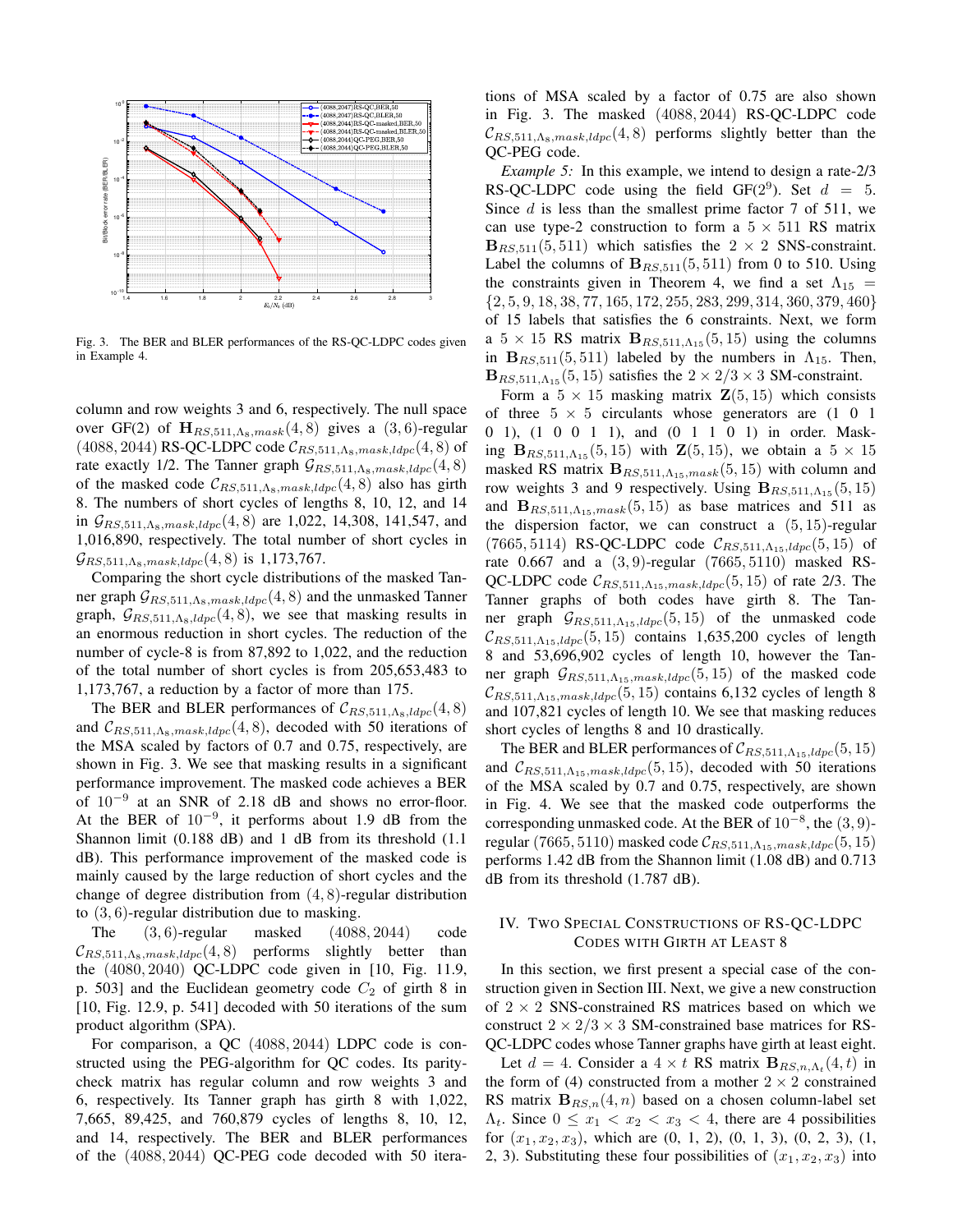Fig. 3. The BER and BLER performances of the RS-QC-LDPC codes given in Example 4.

column and row weights 3 and 6, respectively. The null space over GF(2) of $\mathbf{H}_{RS,511,\Lambda_8,mask}(4,8)$ gives a $(3,6)$-regular $(4088, 2044)$ RS-QC-LDPC code $\mathcal{C}_{RS,511,\Lambda_8,mask,ldpc}(4,8)$ of rate exactly 1/2. The Tanner graph $\mathcal{G}_{RS,511,\Lambda_8,mask,ldpc}(4,8)$ of the masked code $\mathcal{C}_{RS,511,\Lambda_8,mask,ldpc}(4,8)$ also has girth 8. The numbers of short cycles of lengths 8, 10, 12, and 14 in $\mathcal{G}_{RS,511,\Lambda_8,mask,ldpc}(4,8)$ are 1,022, 14,308, 141,547, and 1,016,890, respectively. The total number of short cycles in $\mathcal{G}_{RS,511,\Lambda_8,mask,ldpc}(4,8)$ is 1,173,767.

Comparing the short cycle distributions of the masked Tanner graph $\mathcal{G}_{RS,511,\Lambda_8,mask,ldpc}(4,8)$ and the unmasked Tanner graph, $\mathcal{G}_{RS,511,\Lambda_8,ldpc}(4,8)$, we see that masking results in an enormous reduction in short cycles. The reduction of the number of cycle-8 is from 87,892 to 1,022, and the reduction of the total number of short cycles is from 205,653,483 to 1,173,767, a reduction by a factor of more than 175.

The BER and BLER performances of $\mathcal{C}_{RS,511,\Lambda_8,ldpc}(4,8)$ and $\mathcal{C}_{RS,511,\Lambda_8,mask,ldpc}(4,8)$, decoded with 50 iterations of the MSA scaled by factors of 0.7 and 0.75, respectively, are shown in Fig. 3. We see that masking results in a significant performance improvement. The masked code achieves a BER of $10^{-9}$ at an SNR of 2.18 dB and shows no error-floor. At the BER of $10^{-9}$, it performs about 1.9 dB from the Shannon limit (0.188 dB) and 1 dB from its threshold (1.1 dB). This performance improvement of the masked code is mainly caused by the large reduction of short cycles and the change of degree distribution from $(4,8)$-regular distribution to $(3,6)$-regular distribution due to masking.

The $(3,6)$-regular masked $(4088, 2044)$ code $\mathcal{C}_{RS,511,\Lambda_8,mask,ldpc}(4,8)$ performs slightly better than the $(4080, 2040)$ QC-LDPC code given in [10, Fig. 11.9, p. 503] and the Euclidean geometry code $C_2$ of girth 8 in [10, Fig. 12.9, p. 541] decoded with 50 iterations of the sum product algorithm (SPA).

For comparison, a QC $(4088, 2044)$ LDPC code is constructed using the PEG-algorithm for QC codes. Its parity-check matrix has regular column and row weights 3 and 6, respectively. Its Tanner graph has girth 8 with 1,022, 7,665, 89,425, and 760,879 cycles of lengths 8, 10, 12, and 14, respectively. The BER and BLER performances of the $(4088, 2044)$ QC-PEG code decoded with 50 iterations of MSA scaled by a factor of 0.75 are also shown in Fig. 3. The masked $(4088, 2044)$ RS-QC-LDPC code $\mathcal{C}_{RS,511,\Lambda_8,mask,ldpc}(4,8)$ performs slightly better than the QC-PEG code.

*Example 5:* In this example, we intend to design a rate-2/3 RS-QC-LDPC code using the field GF$(2^9)$. Set $d = 5$. Since $d$ is less than the smallest prime factor 7 of 511, we can use type-2 construction to form a $5 \times 511$ RS matrix $\mathbf{B}_{RS,511}(5,511)$ which satisfies the $2 \times 2$ SNS-constraint. Label the columns of $\mathbf{B}_{RS,511}(5,511)$ from 0 to 510. Using the constraints given in Theorem 4, we find a set $\Lambda_{15} = \{2, 5, 9, 18, 38, 77, 165, 172, 255, 283, 299, 314, 360, 379, 460\}$ of 15 labels that satisfies the 6 constraints. Next, we form a $5 \times 15$ RS matrix $\mathbf{B}_{RS,511,\Lambda_{15}}(5,15)$ using the columns in $\mathbf{B}_{RS,511}(5,511)$ labeled by the numbers in $\Lambda_{15}$. Then, $\mathbf{B}_{RS,511,\Lambda_{15}}(5,15)$ satisfies the $2 \times 2/3 \times 3$ SM-constraint.

Form a $5 \times 15$ masking matrix $\mathbf{Z}(5,15)$ which consists of three $5 \times 5$ circulants whose generators are (1 0 1 0 1), (1 0 0 1 1), and (0 1 1 0 1) in order. Masking $\mathbf{B}_{RS,511,\Lambda_{15}}(5,15)$ with $\mathbf{Z}(5,15)$, we obtain a $5 \times 15$ masked RS matrix $\mathbf{B}_{RS,511,\Lambda_{15},mask}(5,15)$ with column and row weights 3 and 9 respectively. Using $\mathbf{B}_{RS,511,\Lambda_{15}}(5,15)$ and $\mathbf{B}_{RS,511,\Lambda_{15},mask}(5,15)$ as base matrices and 511 as the dispersion factor, we can construct a $(5,15)$-regular $(7665, 5114)$ RS-QC-LDPC code $\mathcal{C}_{RS,511,\Lambda_{15},ldpc}(5,15)$ of rate 0.667 and a $(3,9)$-regular $(7665, 5110)$ masked RS-QC-LDPC code $\mathcal{C}_{RS,511,\Lambda_{15},mask,ldpc}(5,15)$ of rate 2/3. The Tanner graphs of both codes have girth 8. The Tanner graph $\mathcal{G}_{RS,511,\Lambda_{15},ldpc}(5,15)$ of the unmasked code $\mathcal{C}_{RS,511,\Lambda_{15},ldpc}(5,15)$ contains 1,635,200 cycles of length 8 and 53,696,902 cycles of length 10, however the Tanner graph $\mathcal{G}_{RS,511,\Lambda_{15},mask,ldpc}(5,15)$ of the masked code $\mathcal{C}_{RS,511,\Lambda_{15},mask,ldpc}(5,15)$ contains 6,132 cycles of length 8 and 107,821 cycles of length 10. We see that masking reduces short cycles of lengths 8 and 10 drastically.

The BER and BLER performances of $\mathcal{C}_{RS,511,\Lambda_{15},ldpc}(5,15)$ and $\mathcal{C}_{RS,511,\Lambda_{15},mask,ldpc}(5,15)$, decoded with 50 iterations of the MSA scaled by 0.7 and 0.75, respectively, are shown in Fig. 4. We see that the masked code outperforms the corresponding unmasked code. At the BER of $10^{-8}$, the $(3,9)$-regular $(7665, 5110)$ masked code $\mathcal{C}_{RS,511,\Lambda_{15},mask,ldpc}(5,15)$ performs 1.42 dB from the Shannon limit (1.08 dB) and 0.713 dB from its threshold (1.787 dB).

## IV. Two Special Constructions of RS-QC-LDPC Codes with Girth at Least 8

In this section, we first present a special case of the construction given in Section III. Next, we give a new construction of $2 \times 2$ SNS-constrained RS matrices based on which we construct $2 \times 2/3 \times 3$ SM-constrained base matrices for RS-QC-LDPC codes whose Tanner graphs have girth at least eight.

Let $d = 4$. Consider a $4 \times t$ RS matrix $\mathbf{B}_{RS,n,\Lambda_t}(4,t)$ in the form of (4) constructed from a mother $2 \times 2$ constrained RS matrix $\mathbf{B}_{RS,n}(4,n)$ based on a chosen column-label set $\Lambda_t$. Since $0 \leq x_1 < x_2 < x_3 < 4$, there are 4 possibilities for $(x_1, x_2, x_3)$, which are (0, 1, 2), (0, 1, 3), (0, 2, 3), (1, 2, 3). Substituting these four possibilities of $(x_1, x_2, x_3)$ into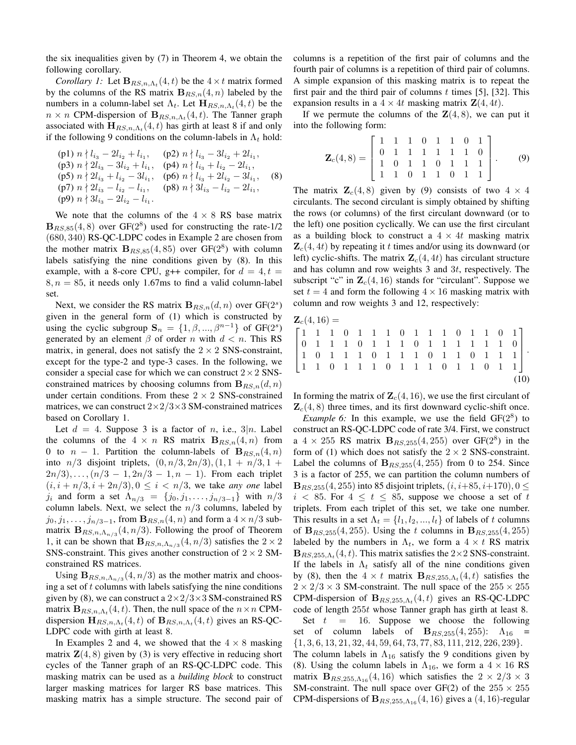the six inequalities given by (7) in Theorem 4, we obtain the following corollary.

*Corollary 1:* Let $\mathbf{B}_{RS,n,\Lambda_t}(4,t)$ be the $4\times t$ matrix formed by the columns of the RS matrix $\mathbf{B}_{RS,n}(4,n)$ labeled by the numbers in a column-label set $\Lambda_t$. Let $\mathbf{H}_{RS,n,\Lambda_t}(4,t)$ be the $n\times n$ CPM-dispersion of $\mathbf{B}_{RS,n,\Lambda_t}(4,t)$. The Tanner graph associated with $\mathbf{H}_{RS,n,\Lambda_t}(4,t)$ has girth at least 8 if and only if the following 9 conditions on the column-labels in $\Lambda_t$ hold:

$$
\begin{array}{ll}
\text{(p1) } n\nmid l_{i_3}-2l_{i_2}+l_{i_1}, & \text{(p2) } n\nmid l_{i_3}-3l_{i_2}+2l_{i_1},\\
\text{(p3) } n\nmid 2l_{i_3}-3l_{i_2}+l_{i_1}, & \text{(p4) } n\nmid l_{i_3}+l_{i_2}-2l_{i_1},\\
\text{(p5) } n\nmid 2l_{i_3}+l_{i_2}-3l_{i_1}, & \text{(p6) } n\nmid l_{i_3}+2l_{i_2}-3l_{i_1},\\
\text{(p7) } n\nmid 2l_{i_3}-l_{i_2}-l_{i_1}, & \text{(p8) } n\nmid 3l_{i_3}-l_{i_2}-2l_{i_1},\\
\text{(p9) } n\nmid 3l_{i_3}-2l_{i_2}-l_{i_1}. &
\end{array}
\quad (8)
$$

We note that the columns of the $4\times 8$ RS base matrix $\mathbf{B}_{RS,85}(4,8)$ over GF($2^8$) used for constructing the rate-1/2 $(680,340)$ RS-QC-LDPC codes in Example 2 are chosen from the mother matrix $\mathbf{B}_{RS,85}(4,85)$ over GF($2^8$) with column labels satisfying the nine conditions given by (8). In this example, with a 8-core CPU, g++ compiler, for $d=4, t=8, n=85$, it needs only 1.67ms to find a valid column-label set.

Next, we consider the RS matrix $\mathbf{B}_{RS,n}(d,n)$ over GF($2^s$) given in the general form of (1) which is constructed by using the cyclic subgroup $\mathbf{S}_n=\{1,\beta,...,\beta^{n-1}\}$ of GF($2^s$) generated by an element $\beta$ of order $n$ with $d<n$. This RS matrix, in general, does not satisfy the $2\times 2$ SNS-constraint, except for the type-2 and type-3 cases. In the following, we consider a special case for which we can construct $2\times 2$ SNS-constrained matrices by choosing columns from $\mathbf{B}_{RS,n}(d,n)$ under certain conditions. From these $2\times 2$ SNS-constrained matrices, we can construct $2\times 2/3\times 3$ SM-constrained matrices based on Corollary 1.

Let $d=4$. Suppose 3 is a factor of $n$, i.e., $3|n$. Label the columns of the $4\times n$ RS matrix $\mathbf{B}_{RS,n}(4,n)$ from 0 to $n-1$. Partition the column-labels of $\mathbf{B}_{RS,n}(4,n)$ into $n/3$ disjoint triplets, $(0,n/3,2n/3),(1,1+n/3,1+2n/3),\ldots,(n/3-1,2n/3-1,n-1)$. From each triplet $(i,i+n/3,i+2n/3), 0\le i<n/3$, we take *any one* label $j_i$ and form a set $\Lambda_{n/3}=\{j_0,j_1,\ldots,j_{n/3-1}\}$ with $n/3$ column labels. Next, we select the $n/3$ columns, labeled by $j_0,j_1,\ldots,j_{n/3-1}$, from $\mathbf{B}_{RS,n}(4,n)$ and form a $4\times n/3$ submatrix $\mathbf{B}_{RS,n,\Lambda_{n/3}}(4,n/3)$. Following the proof of Theorem 1, it can be shown that $\mathbf{B}_{RS,n,\Lambda_{n/3}}(4,n/3)$ satisfies the $2\times 2$ SNS-constraint. This gives another construction of $2\times 2$ SM-constrained RS matrices.

Using $\mathbf{B}_{RS,n,\Lambda_{n/3}}(4,n/3)$ as the mother matrix and choosing a set of $t$ columns with labels satisfying the nine conditions given by (8), we can construct a $2\times 2/3\times 3$ SM-constrained RS matrix $\mathbf{B}_{RS,n,\Lambda_t}(4,t)$. Then, the null space of the $n\times n$ CPM-dispersion $\mathbf{H}_{RS,n,\Lambda_t}(4,t)$ of $\mathbf{B}_{RS,n,\Lambda_t}(4,t)$ gives an RS-QC-LDPC code with girth at least 8.

In Examples 2 and 4, we showed that the $4\times 8$ masking matrix $\mathbf{Z}(4,8)$ given by (3) is very effective in reducing short cycles of the Tanner graph of an RS-QC-LDPC code. This masking matrix can be used as a *building block* to construct larger masking matrices for larger RS base matrices. This masking matrix has a simple structure. The second pair of columns is a repetition of the first pair of columns and the fourth pair of columns is a repetition of third pair of columns. A simple expansion of this masking matrix is to repeat the first pair and the third pair of columns $t$ times [5], [32]. This expansion results in a $4\times 4t$ masking matrix $\mathbf{Z}(4,4t)$.

If we permute the columns of the $\mathbf{Z}(4,8)$, we can put it into the following form:

$$
\mathbf{Z}_c(4,8)=\begin{bmatrix}
1&1&1&0&1&1&0&1\\
0&1&1&1&1&1&1&0\\
1&0&1&1&0&1&1&1\\
1&1&0&1&1&0&1&1
\end{bmatrix}. \quad (9)
$$

The matrix $\mathbf{Z}_c(4,8)$ given by (9) consists of two $4\times 4$ circulants. The second circulant is simply obtained by shifting the rows (or columns) of the first circulant downward (or to the left) one position cyclically. We can use the first circulant as a building block to construct a $4\times 4t$ masking matrix $\mathbf{Z}_c(4,4t)$ by repeating it $t$ times and/or using its downward (or left) cyclic-shifts. The matrix $\mathbf{Z}_c(4,4t)$ has circulant structure and has column and row weights 3 and $3t$, respectively. The subscript "c" in $\mathbf{Z}_c(4,16)$ stands for "circulant". Suppose we set $t=4$ and form the following $4\times 16$ masking matrix with column and row weights 3 and 12, respectively:

$$
\mathbf{Z}_c(4,16)=
\begin{bmatrix}
1&1&1&0&1&1&1&0&1&1&1&0&1&1&0&1\\
0&1&1&1&0&1&1&1&0&1&1&1&1&1&1&0\\
1&0&1&1&1&0&1&1&1&0&1&1&0&1&1&1\\
1&1&0&1&1&1&0&1&1&1&0&1&1&0&1&1
\end{bmatrix}. \quad (10)
$$

In forming the matrix of $\mathbf{Z}_c(4,16)$, we use the first circulant of $\mathbf{Z}_c(4,8)$ three times, and its first downward cyclic-shift once.

*Example 6:* In this example, we use the field GF($2^8$) to construct an RS-QC-LDPC code of rate 3/4. First, we construct a $4\times 255$ RS matrix $\mathbf{B}_{RS,255}(4,255)$ over GF($2^8$) in the form of (1) which does not satisfy the $2\times 2$ SNS-constraint. Label the columns of $\mathbf{B}_{RS,255}(4,255)$ from 0 to 254. Since 3 is a factor of 255, we can partition the column numbers of $\mathbf{B}_{RS,255}(4,255)$ into 85 disjoint triplets, $(i,i+85,i+170), 0\le i<85$. For $4\le t\le 85$, suppose we choose a set of $t$ triplets. From each triplet of this set, we take one number. This results in a set $\Lambda_t=\{l_1,l_2,...,l_t\}$ of labels of $t$ columns of $\mathbf{B}_{RS,255}(4,255)$. Using the $t$ columns in $\mathbf{B}_{RS,255}(4,255)$ labeled by the numbers in $\Lambda_t$, we form a $4\times t$ RS matrix $\mathbf{B}_{RS,255,\Lambda_t}(4,t)$. This matrix satisfies the $2\times 2$ SNS-constraint. If the labels in $\Lambda_t$ satisfy all of the nine conditions given by (8), then the $4\times t$ matrix $\mathbf{B}_{RS,255,\Lambda_t}(4,t)$ satisfies the $2\times 2/3\times 3$ SM-constraint. The null space of the $255\times 255$ CPM-dispersion of $\mathbf{B}_{RS,255,\Lambda_t}(4,t)$ gives an RS-QC-LDPC code of length $255t$ whose Tanner graph has girth at least 8.

Set $t=16$. Suppose we choose the following set of column labels of $\mathbf{B}_{RS,255}(4,255)$: $\Lambda_{16}=\{1,3,6,13,21,32,44,59,64,73,77,83,111,212,226,239\}$. The column labels in $\Lambda_{16}$ satisfy the 9 conditions given by (8). Using the column labels in $\Lambda_{16}$, we form a $4\times 16$ RS matrix $\mathbf{B}_{RS,255,\Lambda_{16}}(4,16)$ which satisfies the $2\times 2/3\times 3$ SM-constraint. The null space over GF(2) of the $255\times 255$ CPM-dispersions of $\mathbf{B}_{RS,255,\Lambda_{16}}(4,16)$ gives a $(4,16)$-regular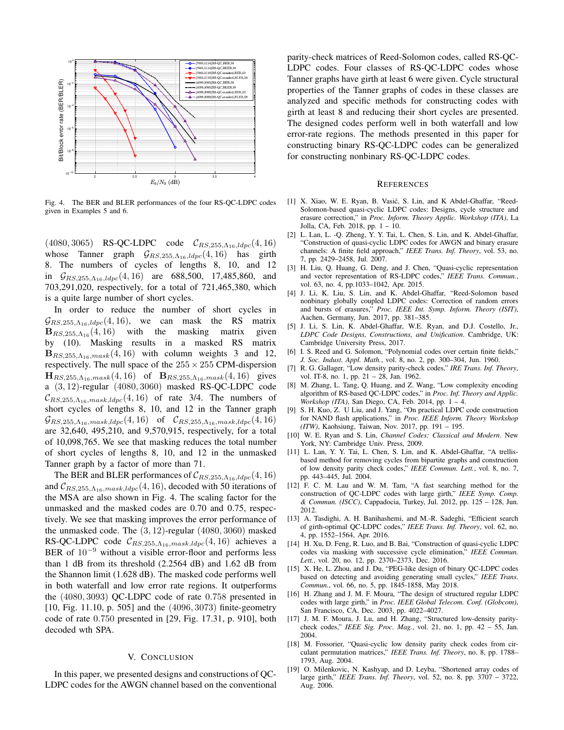Fig. 4. The BER and BLER performances of the four RS-QC-LDPC codes given in Examples 5 and 6.

$(4080, 3065)$ RS-QC-LDPC code $\mathcal{C}_{RS,255,\Lambda_{16},ldpc}(4,16)$ whose Tanner graph $\mathcal{G}_{RS,255,\Lambda_{16},ldpc}(4,16)$ has girth 8. The numbers of cycles of lengths 8, 10, and 12 in $\mathcal{G}_{RS,255,\Lambda_{16},ldpc}(4,16)$ are 688,500, 17,485,860, and 703,291,020, respectively, for a total of 721,465,380, which is a quite large number of short cycles.

In order to reduce the number of short cycles in $\mathcal{G}_{RS,255,\Lambda_{16},ldpc}(4,16)$, we can mask the RS matrix $\mathbf{B}_{RS,255,\Lambda_{16}}(4,16)$ with the masking matrix given by (10). Masking results in a masked RS matrix $\mathbf{B}_{RS,255,\Lambda_{16},mask}(4,16)$ with column weights 3 and 12, respectively. The null space of the $255 \times 255$ CPM-dispersion $\mathbf{H}_{RS,255,\Lambda_{16},mask}(4,16)$ of $\mathbf{B}_{RS,255,\Lambda_{16},mask}(4,16)$ gives a $(3,12)$-regular $(4080, 3060)$ masked RS-QC-LDPC code $\mathcal{C}_{RS,255,\Lambda_{16},mask,ldpc}(4,16)$ of rate 3/4. The numbers of short cycles of lengths 8, 10, and 12 in the Tanner graph $\mathcal{G}_{RS,255,\Lambda_{16},mask,ldpc}(4,16)$ of $\mathcal{C}_{RS,255,\Lambda_{16},mask,ldpc}(4,16)$ are 32,640, 495,210, and 9,570,915, respectively, for a total of 10,098,765. We see that masking reduces the total number of short cycles of lengths 8, 10, and 12 in the unmasked Tanner graph by a factor of more than 71.

The BER and BLER performances of $\mathcal{C}_{RS,255,\Lambda_{16},ldpc}(4,16)$ and $\mathcal{C}_{RS,255,\Lambda_{16},mask,ldpc}(4,16)$, decoded with 50 iterations of the MSA are also shown in Fig. 4. The scaling factor for the unmasked and the masked codes are 0.70 and 0.75, respectively. We see that masking improves the error performance of the unmasked code. The $(3,12)$-regular $(4080, 3060)$ masked RS-QC-LDPC code $\mathcal{C}_{RS,255,\Lambda_{16},mask,ldpc}(4,16)$ achieves a BER of $10^{-9}$ without a visible error-floor and performs less than 1 dB from its threshold (2.2564 dB) and 1.62 dB from the Shannon limit (1.628 dB). The masked code performs well in both waterfall and low error rate regions. It outperforms the $(4080, 3093)$ QC-LDPC code of rate $0.758$ presented in [10, Fig. 11.10, p. 505] and the $(4096, 3073)$ finite-geometry code of rate $0.750$ presented in [29, Fig. 17.31, p. 910], both decoded wth SPA.

## V. Conclusion

In this paper, we presented designs and constructions of QC-LDPC codes for the AWGN channel based on the conventional parity-check matrices of Reed-Solomon codes, called RS-QC-LDPC codes. Four classes of RS-QC-LDPC codes whose Tanner graphs have girth at least 6 were given. Cycle structural properties of the Tanner graphs of codes in these classes are analyzed and specific methods for constructing codes with girth at least 8 and reducing their short cycles are presented. The designed codes perform well in both waterfall and low error-rate regions. The methods presented in this paper for constructing binary RS-QC-LDPC codes can be generalized for constructing nonbinary RS-QC-LDPC codes.

## References

[1] X. Xiao, W. E. Ryan, B. Vasić, S. Lin, and K Abdel-Ghaffar, "Reed-Solomon-based quasi-cyclic LDPC codes: Designs, cycle structure and erasure correction," in *Proc. Inform. Theory Applic. Workshop (ITA)*, La Jolla, CA, Feb. 2018, pp. 1 – 10.

[2] L. Lan, L. -Q. Zheng, Y. Y. Tai, L. Chen, S. Lin, and K. Abdel-Ghaffar, "Construction of quasi-cyclic LDPC codes for AWGN and binary erasure channels: A finite field approach," *IEEE Trans. Inf. Theory*, vol. 53, no. 7, pp. 2429–2458, Jul. 2007.

[3] H. Liu, Q. Huang, G. Deng, and J. Chen, "Quasi-cyclic representation and vector representation of RS-LDPC codes," *IEEE Trans. Commun.*, vol. 63, no. 4, pp.1033–1042, Apr. 2015.

[4] J. Li, K. Liu, S. Lin, and K. Abdel-Ghaffar, "Reed-Solomon based nonbinary globally coupled LDPC codes: Correction of random errors and bursts of erasures," *Proc. IEEE Int. Symp. Inform. Theory (ISIT)*, Aachen, Germany, Jun. 2017, pp. 381–385.

[5] J. Li, S. Lin, K. Abdel-Ghaffar, W.E. Ryan, and D.J. Costello, Jr., *LDPC Code Designs, Constructions, and Unification*. Cambridge, UK: Cambridge University Press, 2017.

[6] I. S. Reed and G. Solomon, "Polynomial codes over certain finite fields," *J. Soc. Indust. Appl. Math.*, vol. 8, no. 2, pp. 300–304, Jun. 1960.

[7] R. G. Gallager, "Low density parity-check codes," *IRE Trans. Inf. Theory*, vol. IT-8, no. 1, pp. 21 – 28, Jan. 1962.

[8] M. Zhang, L. Tang, Q. Huang, and Z. Wang, "Low complexity encoding algorithm of RS-based QC-LDPC codes," in *Proc. Inf. Theory and Applic. Workshop (ITA)*, San Diego, CA, Feb. 2014, pp. 1 – 4.

[9] S. H. Kuo, Z. U Liu, and J. Yang, "On practical LDPC code construction for NAND flash applications," in *Proc. IEEE Inform. Theory Workshop (ITW)*, Kaohsiung, Taiwan, Nov. 2017, pp. 191 – 195.

[10] W. E. Ryan and S. Lin, *Channel Codes: Classical and Modern*. New York, NY: Cambridge Univ. Press, 2009.

[11] L. Lan, Y. Y. Tai, L. Chen, S. Lin, and K. Abdel-Ghaffar, "A trellis-based method for removing cycles from bipartite graphs and construction of low density parity check codes," *IEEE Commun. Lett.*, vol. 8, no. 7, pp. 443–445, Jul. 2004.

[12] F. C. M. Lau and W. M. Tam, "A fast searching method for the construction of QC-LDPC codes with large girth," *IEEE Symp. Comp. & Commun. (ISCC)*, Cappadocia, Turkey, Jul. 2012, pp. 125 – 128, Jun. 2012.

[13] A. Tasdighi, A. H. Banihashemi, and M.-R. Sadeghi, "Efficient search of girth-optimal QC-LDPC codes," *IEEE Trans. Inf. Theory*, vol. 62, no. 4, pp. 1552–1564, Apr. 2016.

[14] H. Xu, D. Feng, R. Luo, and B. Bai, "Construction of quasi-cyclic LDPC codes via masking with successive cycle elimination," *IEEE Commun. Lett.*, vol. 20, no. 12, pp. 2370–2373, Dec. 2016.

[15] X. He, L. Zhou, and J. Du, "PEG-like design of binary QC-LDPC codes based on detecting and avoiding generating small cycles," *IEEE Trans. Commun.*, vol. 66, no. 5, pp. 1845-1858, May 2018.

[16] H. Zhang and J. M. F. Moura, "The design of structured regular LDPC codes with large girth," in *Proc. IEEE Global Telecom. Conf. (Globcom)*, San Francisco, CA, Dec. 2003, pp. 4022–4027.

[17] J. M. F. Moura, J. Lu, and H. Zhang, "Structured low-density parity-check codes," *IEEE Sig. Proc. Mag.*, vol. 21, no. 1, pp. 42 – 55, Jan. 2004.

[18] M. Fossorier, "Quasi-cyclic low density parity check codes from circulant permutation matrices," *IEEE Trans. Inf. Theory*, no. 8, pp. 1788–1793, Aug. 2004.

[19] O. Milenkovic, N. Kashyap, and D. Leyba, "Shortened array codes of large girth," *IEEE Trans. Inf. Theory*, vol. 52, no. 8, pp. 3707 – 3722, Aug. 2006.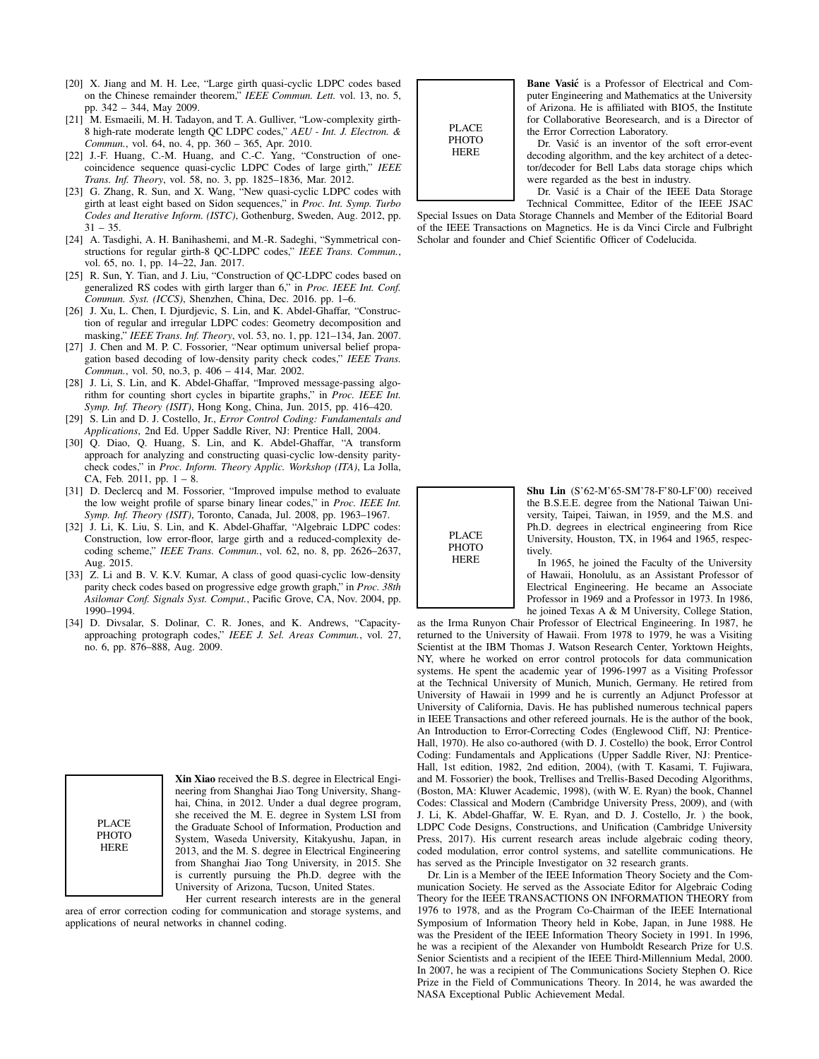[20] X. Jiang and M. H. Lee, "Large girth quasi-cyclic LDPC codes based on the Chinese remainder theorem," *IEEE Commun. Lett.* vol. 13, no. 5, pp. 342 – 344, May 2009.

[21] M. Esmaeili, M. H. Tadayon, and T. A. Gulliver, "Low-complexity girth-8 high-rate moderate length QC LDPC codes," *AEU - Int. J. Electron. & Commun.*, vol. 64, no. 4, pp. 360 – 365, Apr. 2010.

[22] J.-F. Huang, C.-M. Huang, and C.-C. Yang, "Construction of one-coincidence sequence quasi-cyclic LDPC Codes of large girth," *IEEE Trans. Inf. Theory*, vol. 58, no. 3, pp. 1825–1836, Mar. 2012.

[23] G. Zhang, R. Sun, and X. Wang, "New quasi-cyclic LDPC codes with girth at least eight based on Sidon sequences," in *Proc. Int. Symp. Turbo Codes and Iterative Inform. (ISTC)*, Gothenburg, Sweden, Aug. 2012, pp. 31 – 35.

[24] A. Tasdighi, A. H. Banihashemi, and M.-R. Sadeghi, "Symmetrical constructions for regular girth-8 QC-LDPC codes," *IEEE Trans. Commun.*, vol. 65, no. 1, pp. 14–22, Jan. 2017.

[25] R. Sun, Y. Tian, and J. Liu, "Construction of QC-LDPC codes based on generalized RS codes with girth larger than 6," in *Proc. IEEE Int. Conf. Commun. Syst. (ICCS)*, Shenzhen, China, Dec. 2016. pp. 1–6.

[26] J. Xu, L. Chen, I. Djurdjevic, S. Lin, and K. Abdel-Ghaffar, "Construction of regular and irregular LDPC codes: Geometry decomposition and masking," *IEEE Trans. Inf. Theory*, vol. 53, no. 1, pp. 121–134, Jan. 2007.

[27] J. Chen and M. P. C. Fossorier, "Near optimum universal belief propagation based decoding of low-density parity check codes," *IEEE Trans. Commun.*, vol. 50, no.3, p. 406 – 414, Mar. 2002.

[28] J. Li, S. Lin, and K. Abdel-Ghaffar, "Improved message-passing algorithm for counting short cycles in bipartite graphs," in *Proc. IEEE Int. Symp. Inf. Theory (ISIT)*, Hong Kong, China, Jun. 2015, pp. 416–420.

[29] S. Lin and D. J. Costello, Jr., *Error Control Coding: Fundamentals and Applications*, 2nd Ed. Upper Saddle River, NJ: Prentice Hall, 2004.

[30] Q. Diao, Q. Huang, S. Lin, and K. Abdel-Ghaffar, "A transform approach for analyzing and constructing quasi-cyclic low-density parity-check codes," in *Proc. Inform. Theory Applic. Workshop (ITA)*, La Jolla, CA, Feb. 2011, pp. 1 – 8.

[31] D. Declercq and M. Fossorier, "Improved impulse method to evaluate the low weight profile of sparse binary linear codes," in *Proc. IEEE Int. Symp. Inf. Theory (ISIT)*, Toronto, Canada, Jul. 2008, pp. 1963–1967.

[32] J. Li, K. Liu, S. Lin, and K. Abdel-Ghaffar, "Algebraic LDPC codes: Construction, low error-floor, large girth and a reduced-complexity decoding scheme," *IEEE Trans. Commun.*, vol. 62, no. 8, pp. 2626–2637, Aug. 2015.

[33] Z. Li and B. V. K.V. Kumar, A class of good quasi-cyclic low-density parity check codes based on progressive edge growth graph," in *Proc. 38th Asilomar Conf. Signals Syst. Comput.*, Pacific Grove, CA, Nov. 2004, pp. 1990–1994.

[34] D. Divsalar, S. Dolinar, C. R. Jones, and K. Andrews, "Capacity-approaching protograph codes," *IEEE J. Sel. Areas Commun.*, vol. 27, no. 6, pp. 876–888, Aug. 2009.

PLACE PHOTO HERE

**Xin Xiao** received the B.S. degree in Electrical Engineering from Shanghai Jiao Tong University, Shanghai, China, in 2012. Under a dual degree program, she received the M. E. degree in System LSI from the Graduate School of Information, Production and System, Waseda University, Kitakyushu, Japan, in 2013, and the M. S. degree in Electrical Engineering from Shanghai Jiao Tong University, in 2015. She is currently pursuing the Ph.D. degree with the University of Arizona, Tucson, United States.

Her current research interests are in the general area of error correction coding for communication and storage systems, and applications of neural networks in channel coding.

PLACE PHOTO HERE

**Bane Vasić** is a Professor of Electrical and Computer Engineering and Mathematics at the University of Arizona. He is affiliated with BIO5, the Institute for Collaborative Beoresearch, and is a Director of the Error Correction Laboratory.

Dr. Vasić is an inventor of the soft error-event decoding algorithm, and the key architect of a detector/decoder for Bell Labs data storage chips which were regarded as the best in industry.

Dr. Vasić is a Chair of the IEEE Data Storage Technical Committee, Editor of the IEEE JSAC Special Issues on Data Storage Channels and Member of the Editorial Board of the IEEE Transactions on Magnetics. He is da Vinci Circle and Fulbright Scholar and founder and Chief Scientific Officer of Codelucida.

PLACE PHOTO HERE

**Shu Lin** (S'62-M'65-SM'78-F'80-LF'00) received the B.S.E.E. degree from the National Taiwan University, Taipei, Taiwan, in 1959, and the M.S. and Ph.D. degrees in electrical engineering from Rice University, Houston, TX, in 1964 and 1965, respectively.

In 1965, he joined the Faculty of the University of Hawaii, Honolulu, as an Assistant Professor of Electrical Engineering. He became an Associate Professor in 1969 and a Professor in 1973. In 1986, he joined Texas A & M University, College Station, as the Irma Runyon Chair Professor of Electrical Engineering. In 1987, he returned to the University of Hawaii. From 1978 to 1979, he was a Visiting Scientist at the IBM Thomas J. Watson Research Center, Yorktown Heights, NY, where he worked on error control protocols for data communication systems. He spent the academic year of 1996-1997 as a Visiting Professor at the Technical University of Munich, Munich, Germany. He retired from University of Hawaii in 1999 and he is currently an Adjunct Professor at University of California, Davis. He has published numerous technical papers in IEEE Transactions and other refereed journals. He is the author of the book, An Introduction to Error-Correcting Codes (Englewood Cliff, NJ: Prentice-Hall, 1970). He also co-authored (with D. J. Costello) the book, Error Control Coding: Fundamentals and Applications (Upper Saddle River, NJ: Prentice-Hall, 1st edition, 1982, 2nd edition, 2004), (with T. Kasami, T. Fujiwara, and M. Fossorier) the book, Trellises and Trellis-Based Decoding Algorithms, (Boston, MA: Kluwer Academic, 1998), (with W. E. Ryan) the book, Channel Codes: Classical and Modern (Cambridge University Press, 2009), and (with J. Li, K. Abdel-Ghaffar, W. E. Ryan, and D. J. Costello, Jr. ) the book, LDPC Code Designs, Constructions, and Unification (Cambridge University Press, 2017). His current research areas include algebraic coding theory, coded modulation, error control systems, and satellite communications. He has served as the Principle Investigator on 32 research grants.

Dr. Lin is a Member of the IEEE Information Theory Society and the Communication Society. He served as the Associate Editor for Algebraic Coding Theory for the IEEE TRANSACTIONS ON INFORMATION THEORY from 1976 to 1978, and as the Program Co-Chairman of the IEEE International Symposium of Information Theory held in Kobe, Japan, in June 1988. He was the President of the IEEE Information Theory Society in 1991. In 1996, he was a recipient of the Alexander von Humboldt Research Prize for U.S. Senior Scientists and a recipient of the IEEE Third-Millennium Medal, 2000. In 2007, he was a recipient of The Communications Society Stephen O. Rice Prize in the Field of Communications Theory. In 2014, he was awarded the NASA Exceptional Public Achievement Medal.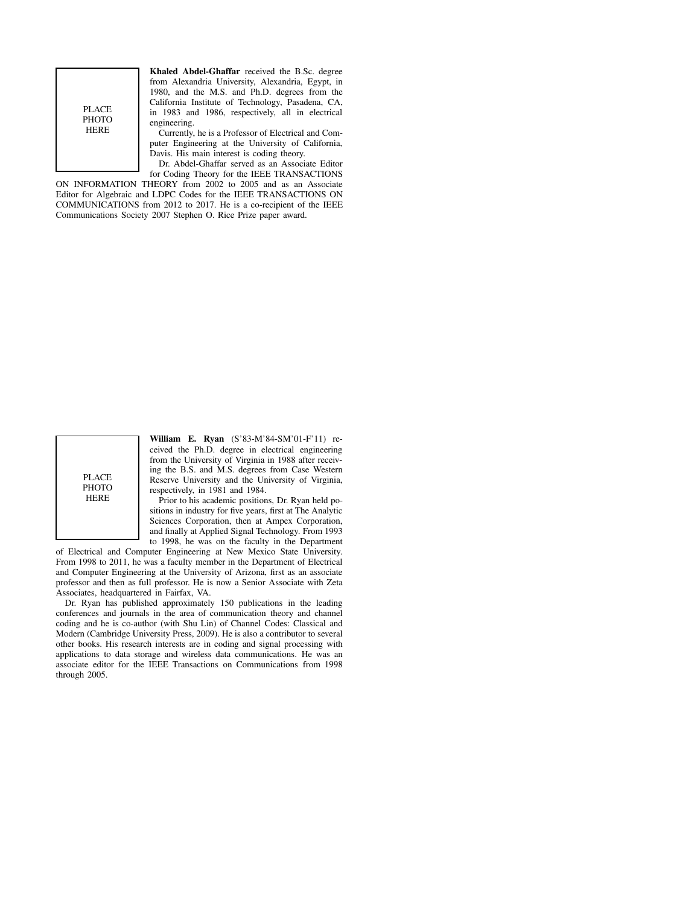PLACE PHOTO HERE

**Khaled Abdel-Ghaffar** received the B.Sc. degree from Alexandria University, Alexandria, Egypt, in 1980, and the M.S. and Ph.D. degrees from the California Institute of Technology, Pasadena, CA, in 1983 and 1986, respectively, all in electrical engineering.

Currently, he is a Professor of Electrical and Computer Engineering at the University of California, Davis. His main interest is coding theory.

Dr. Abdel-Ghaffar served as an Associate Editor for Coding Theory for the IEEE TRANSACTIONS ON INFORMATION THEORY from 2002 to 2005 and as an Associate Editor for Algebraic and LDPC Codes for the IEEE TRANSACTIONS ON COMMUNICATIONS from 2012 to 2017. He is a co-recipient of the IEEE Communications Society 2007 Stephen O. Rice Prize paper award.

PLACE PHOTO HERE

**William E. Ryan** (S'83-M'84-SM'01-F'11) received the Ph.D. degree in electrical engineering from the University of Virginia in 1988 after receiving the B.S. and M.S. degrees from Case Western Reserve University and the University of Virginia, respectively, in 1981 and 1984.

Prior to his academic positions, Dr. Ryan held positions in industry for five years, first at The Analytic Sciences Corporation, then at Ampex Corporation, and finally at Applied Signal Technology. From 1993 to 1998, he was on the faculty in the Department of Electrical and Computer Engineering at New Mexico State University. From 1998 to 2011, he was a faculty member in the Department of Electrical and Computer Engineering at the University of Arizona, first as an associate professor and then as full professor. He is now a Senior Associate with Zeta Associates, headquartered in Fairfax, VA.

Dr. Ryan has published approximately 150 publications in the leading conferences and journals in the area of communication theory and channel coding and he is co-author (with Shu Lin) of Channel Codes: Classical and Modern (Cambridge University Press, 2009). He is also a contributor to several other books. His research interests are in coding and signal processing with applications to data storage and wireless data communications. He was an associate editor for the IEEE Transactions on Communications from 1998 through 2005.